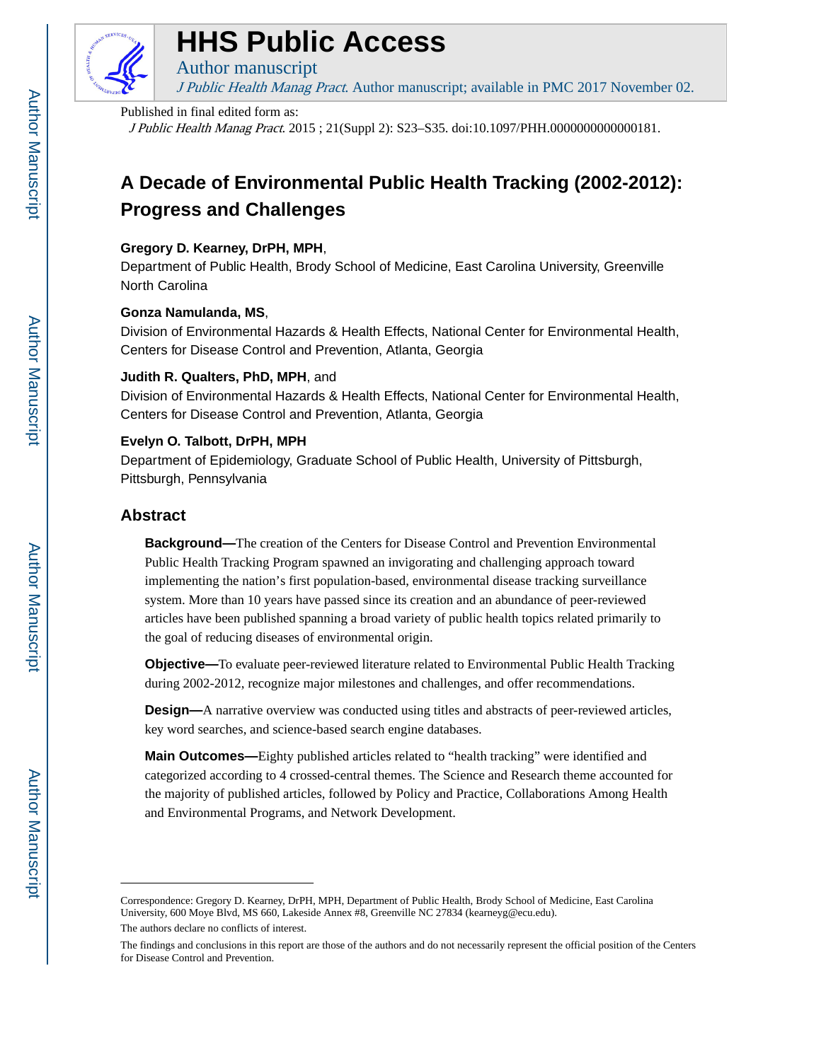# HHS Public Access

Author manuscript

*J Public Health Manag Pract*. Author manuscript; available in PMC 2017 November 02.

Published in final edited form as:

*J Public Health Manag Pract*. 2015 ; 21(Suppl 2): S23–S35. doi:10.1097/PHH.0000000000000181.

# A Decade of Environmental Public Health Tracking (2002-2012): Progress and Challenges

**Gregory D. Kearney, DrPH, MPH**,
Department of Public Health, Brody School of Medicine, East Carolina University, Greenville North Carolina

**Gonza Namulanda, MS**,
Division of Environmental Hazards & Health Effects, National Center for Environmental Health, Centers for Disease Control and Prevention, Atlanta, Georgia

**Judith R. Qualters, PhD, MPH**, and
Division of Environmental Hazards & Health Effects, National Center for Environmental Health, Centers for Disease Control and Prevention, Atlanta, Georgia

**Evelyn O. Talbott, DrPH, MPH**
Department of Epidemiology, Graduate School of Public Health, University of Pittsburgh, Pittsburgh, Pennsylvania

## Abstract

**Background—**The creation of the Centers for Disease Control and Prevention Environmental Public Health Tracking Program spawned an invigorating and challenging approach toward implementing the nation's first population-based, environmental disease tracking surveillance system. More than 10 years have passed since its creation and an abundance of peer-reviewed articles have been published spanning a broad variety of public health topics related primarily to the goal of reducing diseases of environmental origin.

**Objective—**To evaluate peer-reviewed literature related to Environmental Public Health Tracking during 2002-2012, recognize major milestones and challenges, and offer recommendations.

**Design—**A narrative overview was conducted using titles and abstracts of peer-reviewed articles, key word searches, and science-based search engine databases.

**Main Outcomes—**Eighty published articles related to "health tracking" were identified and categorized according to 4 crossed-central themes. The Science and Research theme accounted for the majority of published articles, followed by Policy and Practice, Collaborations Among Health and Environmental Programs, and Network Development.

---

Correspondence: Gregory D. Kearney, DrPH, MPH, Department of Public Health, Brody School of Medicine, East Carolina University, 600 Moye Blvd, MS 660, Lakeside Annex #8, Greenville NC 27834 (kearneyg@ecu.edu).

The authors declare no conflicts of interest.

The findings and conclusions in this report are those of the authors and do not necessarily represent the official position of the Centers for Disease Control and Prevention.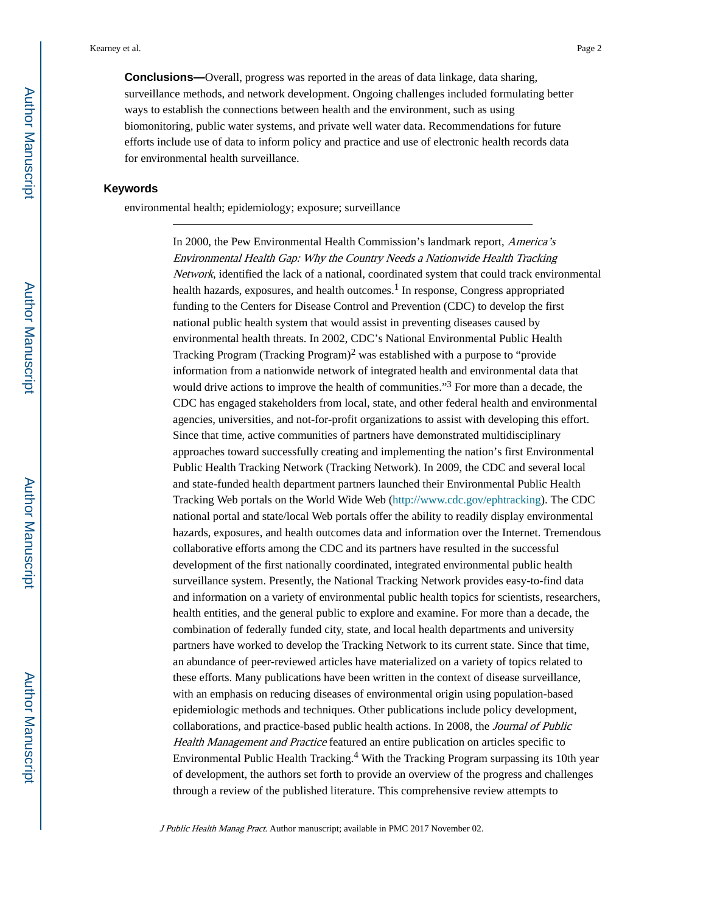**Conclusions—**Overall, progress was reported in the areas of data linkage, data sharing, surveillance methods, and network development. Ongoing challenges included formulating better ways to establish the connections between health and the environment, such as using biomonitoring, public water systems, and private well water data. Recommendations for future efforts include use of data to inform policy and practice and use of electronic health records data for environmental health surveillance.

### Keywords

environmental health; epidemiology; exposure; surveillance

---

In 2000, the Pew Environmental Health Commission's landmark report, *America's Environmental Health Gap: Why the Country Needs a Nationwide Health Tracking Network*, identified the lack of a national, coordinated system that could track environmental health hazards, exposures, and health outcomes.[1] In response, Congress appropriated funding to the Centers for Disease Control and Prevention (CDC) to develop the first national public health system that would assist in preventing diseases caused by environmental health threats. In 2002, CDC's National Environmental Public Health Tracking Program (Tracking Program)[2] was established with a purpose to "provide information from a nationwide network of integrated health and environmental data that would drive actions to improve the health of communities."[3] For more than a decade, the CDC has engaged stakeholders from local, state, and other federal health and environmental agencies, universities, and not-for-profit organizations to assist with developing this effort. Since that time, active communities of partners have demonstrated multidisciplinary approaches toward successfully creating and implementing the nation's first Environmental Public Health Tracking Network (Tracking Network). In 2009, the CDC and several local and state-funded health department partners launched their Environmental Public Health Tracking Web portals on the World Wide Web (http://www.cdc.gov/ephtracking). The CDC national portal and state/local Web portals offer the ability to readily display environmental hazards, exposures, and health outcomes data and information over the Internet. Tremendous collaborative efforts among the CDC and its partners have resulted in the successful development of the first nationally coordinated, integrated environmental public health surveillance system. Presently, the National Tracking Network provides easy-to-find data and information on a variety of environmental public health topics for scientists, researchers, health entities, and the general public to explore and examine. For more than a decade, the combination of federally funded city, state, and local health departments and university partners have worked to develop the Tracking Network to its current state. Since that time, an abundance of peer-reviewed articles have materialized on a variety of topics related to these efforts. Many publications have been written in the context of disease surveillance, with an emphasis on reducing diseases of environmental origin using population-based epidemiologic methods and techniques. Other publications include policy development, collaborations, and practice-based public health actions. In 2008, the *Journal of Public Health Management and Practice* featured an entire publication on articles specific to Environmental Public Health Tracking.[4] With the Tracking Program surpassing its 10th year of development, the authors set forth to provide an overview of the progress and challenges through a review of the published literature. This comprehensive review attempts to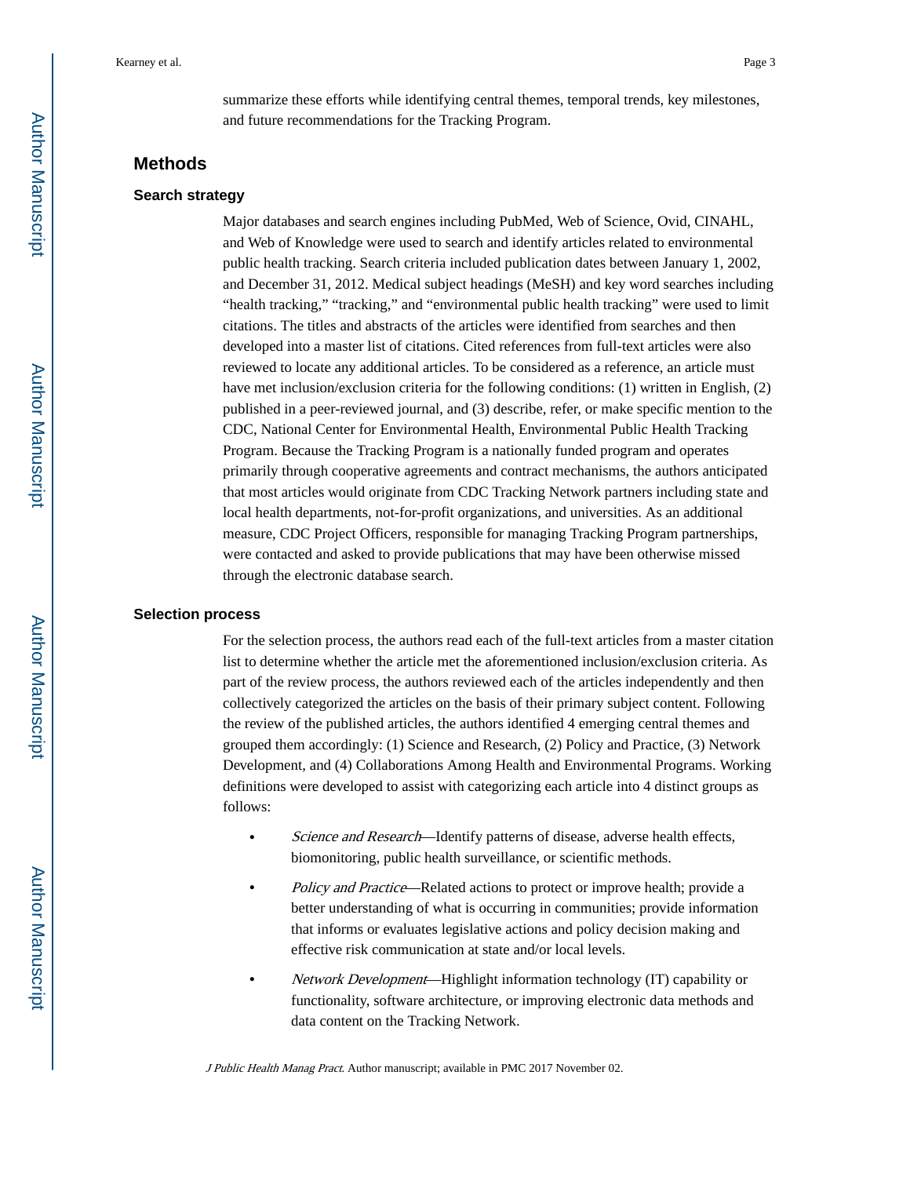summarize these efforts while identifying central themes, temporal trends, key milestones, and future recommendations for the Tracking Program.

## Methods

### Search strategy

Major databases and search engines including PubMed, Web of Science, Ovid, CINAHL, and Web of Knowledge were used to search and identify articles related to environmental public health tracking. Search criteria included publication dates between January 1, 2002, and December 31, 2012. Medical subject headings (MeSH) and key word searches including "health tracking," "tracking," and "environmental public health tracking" were used to limit citations. The titles and abstracts of the articles were identified from searches and then developed into a master list of citations. Cited references from full-text articles were also reviewed to locate any additional articles. To be considered as a reference, an article must have met inclusion/exclusion criteria for the following conditions: (1) written in English, (2) published in a peer-reviewed journal, and (3) describe, refer, or make specific mention to the CDC, National Center for Environmental Health, Environmental Public Health Tracking Program. Because the Tracking Program is a nationally funded program and operates primarily through cooperative agreements and contract mechanisms, the authors anticipated that most articles would originate from CDC Tracking Network partners including state and local health departments, not-for-profit organizations, and universities. As an additional measure, CDC Project Officers, responsible for managing Tracking Program partnerships, were contacted and asked to provide publications that may have been otherwise missed through the electronic database search.

### Selection process

For the selection process, the authors read each of the full-text articles from a master citation list to determine whether the article met the aforementioned inclusion/exclusion criteria. As part of the review process, the authors reviewed each of the articles independently and then collectively categorized the articles on the basis of their primary subject content. Following the review of the published articles, the authors identified 4 emerging central themes and grouped them accordingly: (1) Science and Research, (2) Policy and Practice, (3) Network Development, and (4) Collaborations Among Health and Environmental Programs. Working definitions were developed to assist with categorizing each article into 4 distinct groups as follows:

- *Science and Research*—Identify patterns of disease, adverse health effects, biomonitoring, public health surveillance, or scientific methods.
- *Policy and Practice*—Related actions to protect or improve health; provide a better understanding of what is occurring in communities; provide information that informs or evaluates legislative actions and policy decision making and effective risk communication at state and/or local levels.
- *Network Development*—Highlight information technology (IT) capability or functionality, software architecture, or improving electronic data methods and data content on the Tracking Network.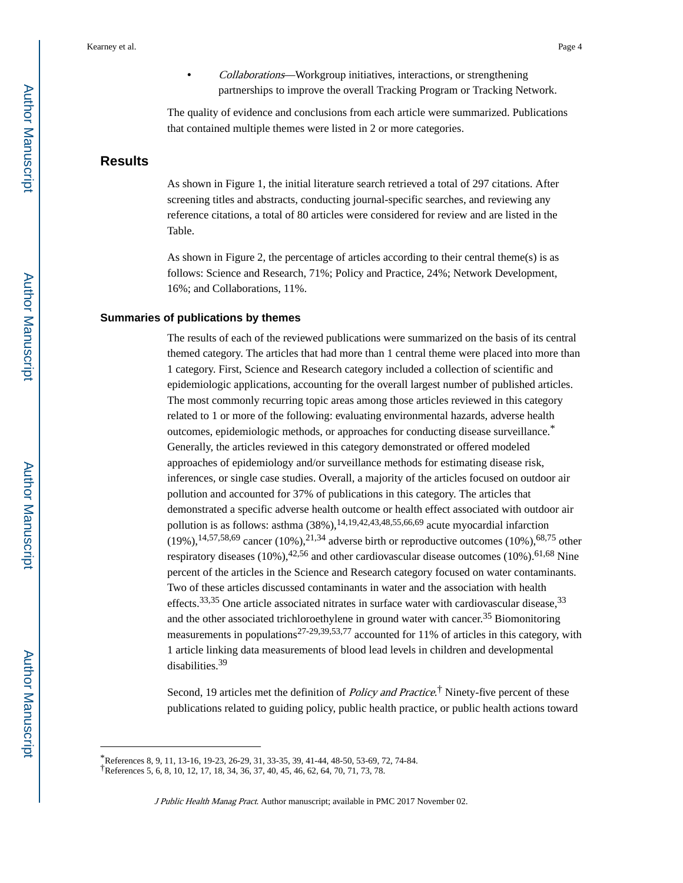- *Collaborations*—Workgroup initiatives, interactions, or strengthening partnerships to improve the overall Tracking Program or Tracking Network.

The quality of evidence and conclusions from each article were summarized. Publications that contained multiple themes were listed in 2 or more categories.

## Results

As shown in Figure 1, the initial literature search retrieved a total of 297 citations. After screening titles and abstracts, conducting journal-specific searches, and reviewing any reference citations, a total of 80 articles were considered for review and are listed in the Table.

As shown in Figure 2, the percentage of articles according to their central theme(s) is as follows: Science and Research, 71%; Policy and Practice, 24%; Network Development, 16%; and Collaborations, 11%.

### Summaries of publications by themes

The results of each of the reviewed publications were summarized on the basis of its central themed category. The articles that had more than 1 central theme were placed into more than 1 category. First, Science and Research category included a collection of scientific and epidemiologic applications, accounting for the overall largest number of published articles. The most commonly recurring topic areas among those articles reviewed in this category related to 1 or more of the following: evaluating environmental hazards, adverse health outcomes, epidemiologic methods, or approaches for conducting disease surveillance.[*] Generally, the articles reviewed in this category demonstrated or offered modeled approaches of epidemiology and/or surveillance methods for estimating disease risk, inferences, or single case studies. Overall, a majority of the articles focused on outdoor air pollution and accounted for 37% of publications in this category. The articles that demonstrated a specific adverse health outcome or health effect associated with outdoor air pollution is as follows: asthma (38%),[14,19,42,43,48,55,66,69] acute myocardial infarction (19%),[14,57,58,69] cancer (10%),[21,34] adverse birth or reproductive outcomes (10%),[68,75] other respiratory diseases (10%),[42,56] and other cardiovascular disease outcomes (10%).[61,68] Nine percent of the articles in the Science and Research category focused on water contaminants. Two of these articles discussed contaminants in water and the association with health effects.[33,35] One article associated nitrates in surface water with cardiovascular disease,[33] and the other associated trichloroethylene in ground water with cancer.[35] Biomonitoring measurements in populations[27-29,39,53,77] accounted for 11% of articles in this category, with 1 article linking data measurements of blood lead levels in children and developmental disabilities.[39]

Second, 19 articles met the definition of *Policy and Practice*.[†] Ninety-five percent of these publications related to guiding policy, public health practice, or public health actions toward

---

[*] References 8, 9, 11, 13-16, 19-23, 26-29, 31, 33-35, 39, 41-44, 48-50, 53-69, 72, 74-84.

[†] References 5, 6, 8, 10, 12, 17, 18, 34, 36, 37, 40, 45, 46, 62, 64, 70, 71, 73, 78.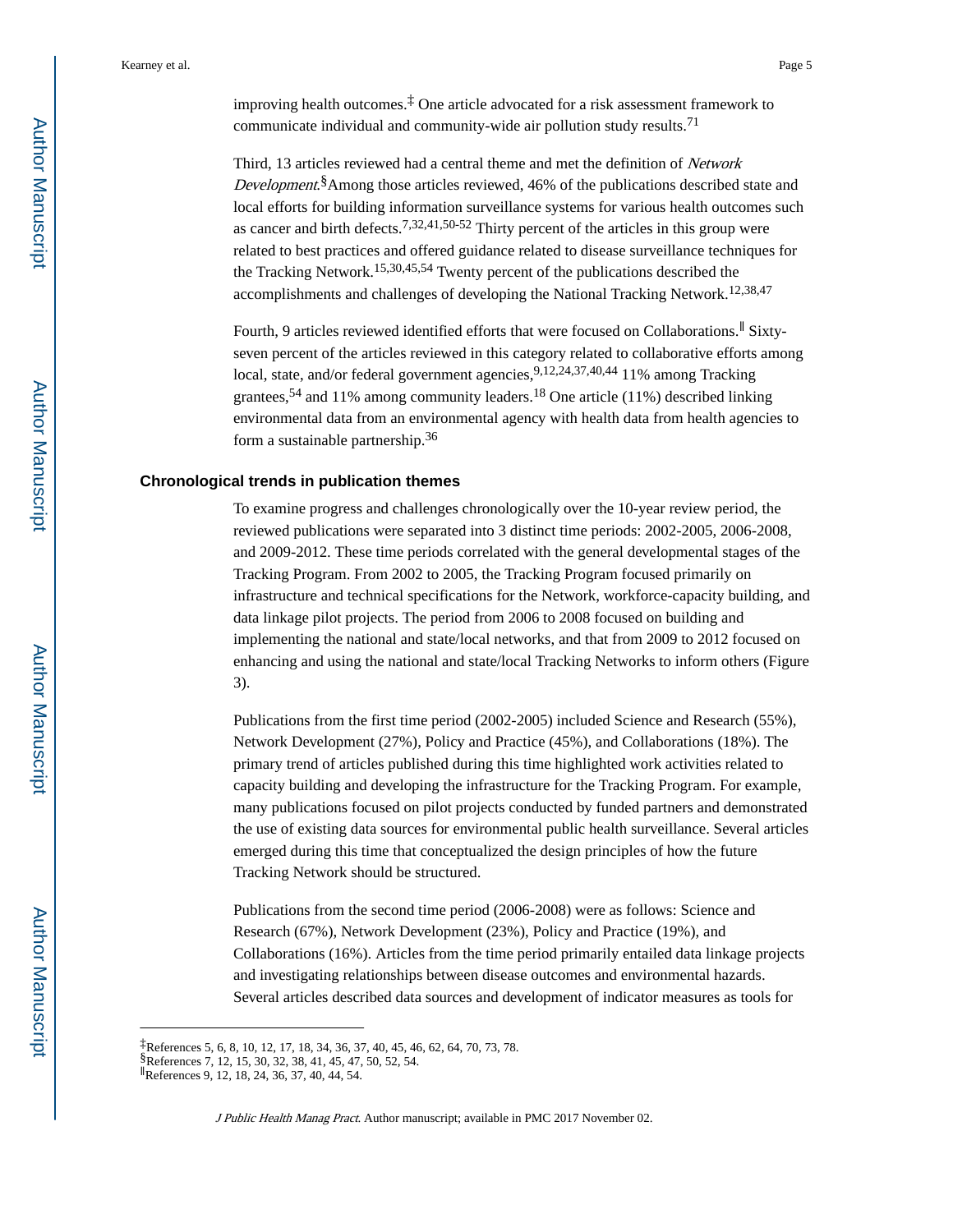improving health outcomes.[‡] One article advocated for a risk assessment framework to communicate individual and community-wide air pollution study results.[71]

Third, 13 articles reviewed had a central theme and met the definition of *Network Development*.[§]Among those articles reviewed, 46% of the publications described state and local efforts for building information surveillance systems for various health outcomes such as cancer and birth defects.[7,32,41,50-52] Thirty percent of the articles in this group were related to best practices and offered guidance related to disease surveillance techniques for the Tracking Network.[15,30,45,54] Twenty percent of the publications described the accomplishments and challenges of developing the National Tracking Network.[12,38,47]

Fourth, 9 articles reviewed identified efforts that were focused on Collaborations.[‖] Sixty-seven percent of the articles reviewed in this category related to collaborative efforts among local, state, and/or federal government agencies,[9,12,24,37,40,44] 11% among Tracking grantees,[54] and 11% among community leaders.[18] One article (11%) described linking environmental data from an environmental agency with health data from health agencies to form a sustainable partnership.[36]

### Chronological trends in publication themes

To examine progress and challenges chronologically over the 10-year review period, the reviewed publications were separated into 3 distinct time periods: 2002-2005, 2006-2008, and 2009-2012. These time periods correlated with the general developmental stages of the Tracking Program. From 2002 to 2005, the Tracking Program focused primarily on infrastructure and technical specifications for the Network, workforce-capacity building, and data linkage pilot projects. The period from 2006 to 2008 focused on building and implementing the national and state/local networks, and that from 2009 to 2012 focused on enhancing and using the national and state/local Tracking Networks to inform others (Figure 3).

Publications from the first time period (2002-2005) included Science and Research (55%), Network Development (27%), Policy and Practice (45%), and Collaborations (18%). The primary trend of articles published during this time highlighted work activities related to capacity building and developing the infrastructure for the Tracking Program. For example, many publications focused on pilot projects conducted by funded partners and demonstrated the use of existing data sources for environmental public health surveillance. Several articles emerged during this time that conceptualized the design principles of how the future Tracking Network should be structured.

Publications from the second time period (2006-2008) were as follows: Science and Research (67%), Network Development (23%), Policy and Practice (19%), and Collaborations (16%). Articles from the time period primarily entailed data linkage projects and investigating relationships between disease outcomes and environmental hazards. Several articles described data sources and development of indicator measures as tools for

---

[‡]References 5, 6, 8, 10, 12, 17, 18, 34, 36, 37, 40, 45, 46, 62, 64, 70, 73, 78.

[§]References 7, 12, 15, 30, 32, 38, 41, 45, 47, 50, 52, 54.

[‖]References 9, 12, 18, 24, 36, 37, 40, 44, 54.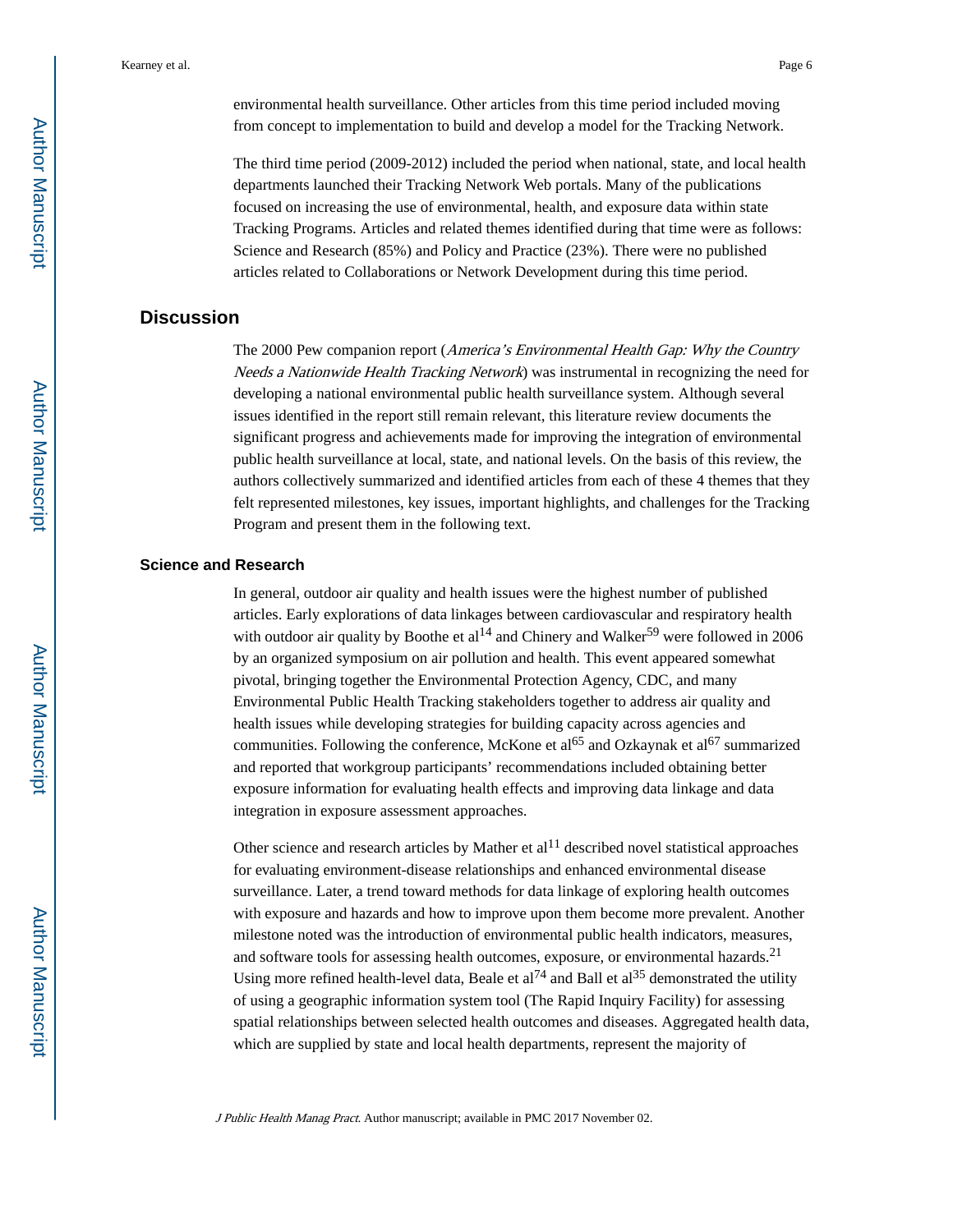environmental health surveillance. Other articles from this time period included moving from concept to implementation to build and develop a model for the Tracking Network.

The third time period (2009-2012) included the period when national, state, and local health departments launched their Tracking Network Web portals. Many of the publications focused on increasing the use of environmental, health, and exposure data within state Tracking Programs. Articles and related themes identified during that time were as follows: Science and Research (85%) and Policy and Practice (23%). There were no published articles related to Collaborations or Network Development during this time period.

## Discussion

The 2000 Pew companion report (*America's Environmental Health Gap: Why the Country Needs a Nationwide Health Tracking Network*) was instrumental in recognizing the need for developing a national environmental public health surveillance system. Although several issues identified in the report still remain relevant, this literature review documents the significant progress and achievements made for improving the integration of environmental public health surveillance at local, state, and national levels. On the basis of this review, the authors collectively summarized and identified articles from each of these 4 themes that they felt represented milestones, key issues, important highlights, and challenges for the Tracking Program and present them in the following text.

### Science and Research

In general, outdoor air quality and health issues were the highest number of published articles. Early explorations of data linkages between cardiovascular and respiratory health with outdoor air quality by Boothe et al[14] and Chinery and Walker[59] were followed in 2006 by an organized symposium on air pollution and health. This event appeared somewhat pivotal, bringing together the Environmental Protection Agency, CDC, and many Environmental Public Health Tracking stakeholders together to address air quality and health issues while developing strategies for building capacity across agencies and communities. Following the conference, McKone et al[65] and Ozkaynak et al[67] summarized and reported that workgroup participants' recommendations included obtaining better exposure information for evaluating health effects and improving data linkage and data integration in exposure assessment approaches.

Other science and research articles by Mather et al[11] described novel statistical approaches for evaluating environment-disease relationships and enhanced environmental disease surveillance. Later, a trend toward methods for data linkage of exploring health outcomes with exposure and hazards and how to improve upon them become more prevalent. Another milestone noted was the introduction of environmental public health indicators, measures, and software tools for assessing health outcomes, exposure, or environmental hazards.[21] Using more refined health-level data, Beale et al[74] and Ball et al[35] demonstrated the utility of using a geographic information system tool (The Rapid Inquiry Facility) for assessing spatial relationships between selected health outcomes and diseases. Aggregated health data, which are supplied by state and local health departments, represent the majority of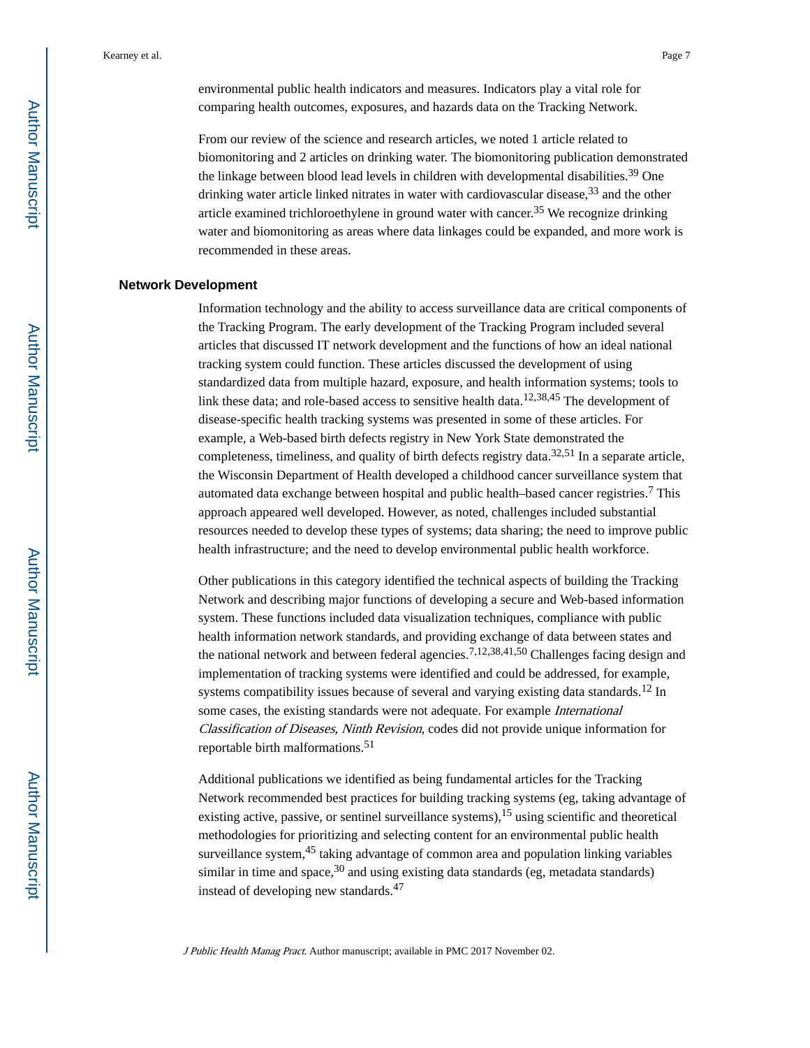environmental public health indicators and measures. Indicators play a vital role for comparing health outcomes, exposures, and hazards data on the Tracking Network.

From our review of the science and research articles, we noted 1 article related to biomonitoring and 2 articles on drinking water. The biomonitoring publication demonstrated the linkage between blood lead levels in children with developmental disabilities.[39] One drinking water article linked nitrates in water with cardiovascular disease,[33] and the other article examined trichloroethylene in ground water with cancer.[35] We recognize drinking water and biomonitoring as areas where data linkages could be expanded, and more work is recommended in these areas.

### Network Development

Information technology and the ability to access surveillance data are critical components of the Tracking Program. The early development of the Tracking Program included several articles that discussed IT network development and the functions of how an ideal national tracking system could function. These articles discussed the development of using standardized data from multiple hazard, exposure, and health information systems; tools to link these data; and role-based access to sensitive health data.[12,38,45] The development of disease-specific health tracking systems was presented in some of these articles. For example, a Web-based birth defects registry in New York State demonstrated the completeness, timeliness, and quality of birth defects registry data.[32,51] In a separate article, the Wisconsin Department of Health developed a childhood cancer surveillance system that automated data exchange between hospital and public health–based cancer registries.[7] This approach appeared well developed. However, as noted, challenges included substantial resources needed to develop these types of systems; data sharing; the need to improve public health infrastructure; and the need to develop environmental public health workforce.

Other publications in this category identified the technical aspects of building the Tracking Network and describing major functions of developing a secure and Web-based information system. These functions included data visualization techniques, compliance with public health information network standards, and providing exchange of data between states and the national network and between federal agencies.[7,12,38,41,50] Challenges facing design and implementation of tracking systems were identified and could be addressed, for example, systems compatibility issues because of several and varying existing data standards.[12] In some cases, the existing standards were not adequate. For example *International Classification of Diseases, Ninth Revision*, codes did not provide unique information for reportable birth malformations.[51]

Additional publications we identified as being fundamental articles for the Tracking Network recommended best practices for building tracking systems (eg, taking advantage of existing active, passive, or sentinel surveillance systems),[15] using scientific and theoretical methodologies for prioritizing and selecting content for an environmental public health surveillance system,[45] taking advantage of common area and population linking variables similar in time and space,[30] and using existing data standards (eg, metadata standards) instead of developing new standards.[47]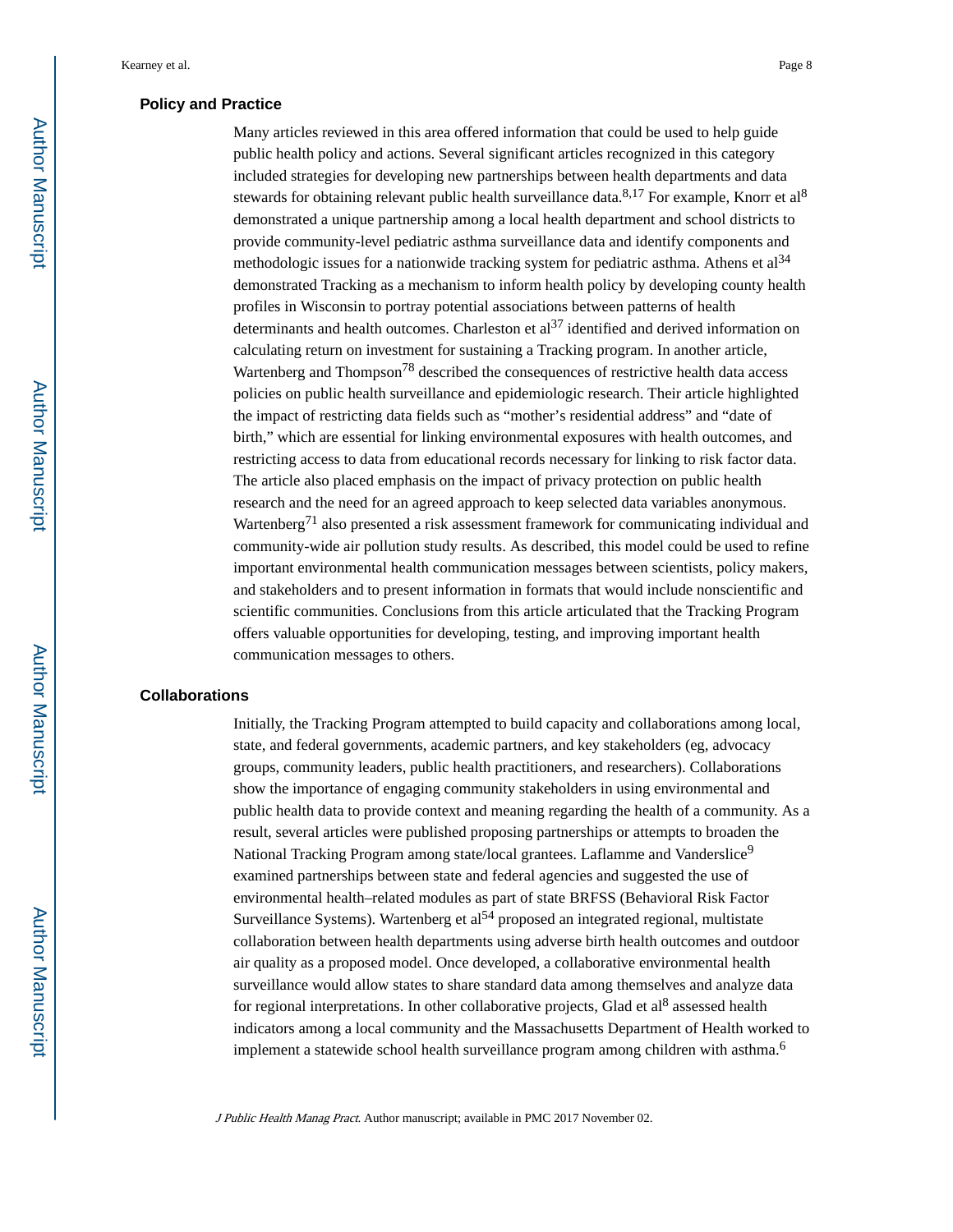## Policy and Practice

Many articles reviewed in this area offered information that could be used to help guide public health policy and actions. Several significant articles recognized in this category included strategies for developing new partnerships between health departments and data stewards for obtaining relevant public health surveillance data.[8,17] For example, Knorr et al[8] demonstrated a unique partnership among a local health department and school districts to provide community-level pediatric asthma surveillance data and identify components and methodologic issues for a nationwide tracking system for pediatric asthma. Athens et al[34] demonstrated Tracking as a mechanism to inform health policy by developing county health profiles in Wisconsin to portray potential associations between patterns of health determinants and health outcomes. Charleston et al[37] identified and derived information on calculating return on investment for sustaining a Tracking program. In another article, Wartenberg and Thompson[78] described the consequences of restrictive health data access policies on public health surveillance and epidemiologic research. Their article highlighted the impact of restricting data fields such as "mother's residential address" and "date of birth," which are essential for linking environmental exposures with health outcomes, and restricting access to data from educational records necessary for linking to risk factor data. The article also placed emphasis on the impact of privacy protection on public health research and the need for an agreed approach to keep selected data variables anonymous. Wartenberg[71] also presented a risk assessment framework for communicating individual and community-wide air pollution study results. As described, this model could be used to refine important environmental health communication messages between scientists, policy makers, and stakeholders and to present information in formats that would include nonscientific and scientific communities. Conclusions from this article articulated that the Tracking Program offers valuable opportunities for developing, testing, and improving important health communication messages to others.

## Collaborations

Initially, the Tracking Program attempted to build capacity and collaborations among local, state, and federal governments, academic partners, and key stakeholders (eg, advocacy groups, community leaders, public health practitioners, and researchers). Collaborations show the importance of engaging community stakeholders in using environmental and public health data to provide context and meaning regarding the health of a community. As a result, several articles were published proposing partnerships or attempts to broaden the National Tracking Program among state/local grantees. Laflamme and Vanderslice[9] examined partnerships between state and federal agencies and suggested the use of environmental health–related modules as part of state BRFSS (Behavioral Risk Factor Surveillance Systems). Wartenberg et al[54] proposed an integrated regional, multistate collaboration between health departments using adverse birth health outcomes and outdoor air quality as a proposed model. Once developed, a collaborative environmental health surveillance would allow states to share standard data among themselves and analyze data for regional interpretations. In other collaborative projects, Glad et al[8] assessed health indicators among a local community and the Massachusetts Department of Health worked to implement a statewide school health surveillance program among children with asthma.[6]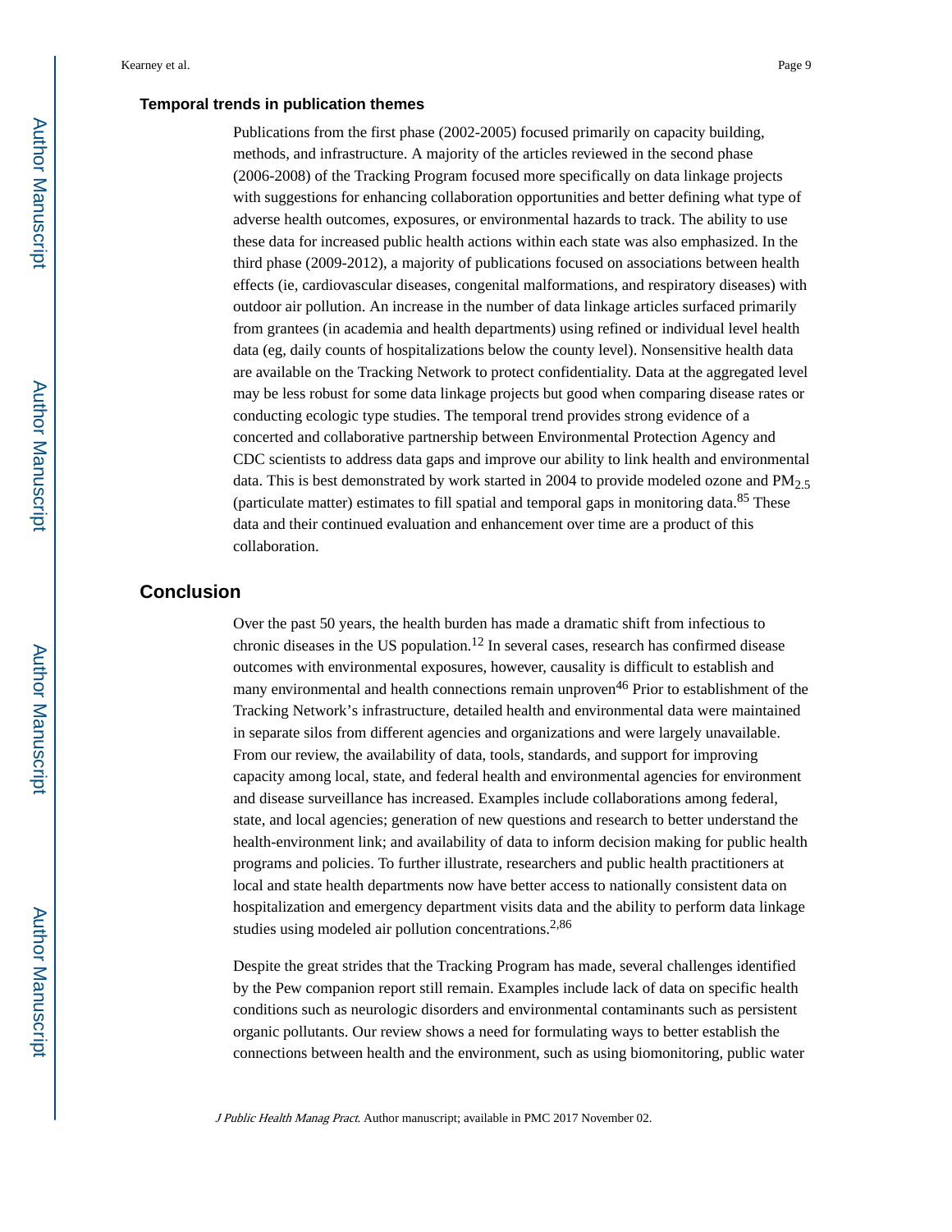### Temporal trends in publication themes

Publications from the first phase (2002-2005) focused primarily on capacity building, methods, and infrastructure. A majority of the articles reviewed in the second phase (2006-2008) of the Tracking Program focused more specifically on data linkage projects with suggestions for enhancing collaboration opportunities and better defining what type of adverse health outcomes, exposures, or environmental hazards to track. The ability to use these data for increased public health actions within each state was also emphasized. In the third phase (2009-2012), a majority of publications focused on associations between health effects (ie, cardiovascular diseases, congenital malformations, and respiratory diseases) with outdoor air pollution. An increase in the number of data linkage articles surfaced primarily from grantees (in academia and health departments) using refined or individual level health data (eg, daily counts of hospitalizations below the county level). Nonsensitive health data are available on the Tracking Network to protect confidentiality. Data at the aggregated level may be less robust for some data linkage projects but good when comparing disease rates or conducting ecologic type studies. The temporal trend provides strong evidence of a concerted and collaborative partnership between Environmental Protection Agency and CDC scientists to address data gaps and improve our ability to link health and environmental data. This is best demonstrated by work started in 2004 to provide modeled ozone and $PM_{2.5}$ (particulate matter) estimates to fill spatial and temporal gaps in monitoring data.[85] These data and their continued evaluation and enhancement over time are a product of this collaboration.

## Conclusion

Over the past 50 years, the health burden has made a dramatic shift from infectious to chronic diseases in the US population.[12] In several cases, research has confirmed disease outcomes with environmental exposures, however, causality is difficult to establish and many environmental and health connections remain unproven[46] Prior to establishment of the Tracking Network's infrastructure, detailed health and environmental data were maintained in separate silos from different agencies and organizations and were largely unavailable. From our review, the availability of data, tools, standards, and support for improving capacity among local, state, and federal health and environmental agencies for environment and disease surveillance has increased. Examples include collaborations among federal, state, and local agencies; generation of new questions and research to better understand the health-environment link; and availability of data to inform decision making for public health programs and policies. To further illustrate, researchers and public health practitioners at local and state health departments now have better access to nationally consistent data on hospitalization and emergency department visits data and the ability to perform data linkage studies using modeled air pollution concentrations.[2,86]

Despite the great strides that the Tracking Program has made, several challenges identified by the Pew companion report still remain. Examples include lack of data on specific health conditions such as neurologic disorders and environmental contaminants such as persistent organic pollutants. Our review shows a need for formulating ways to better establish the connections between health and the environment, such as using biomonitoring, public water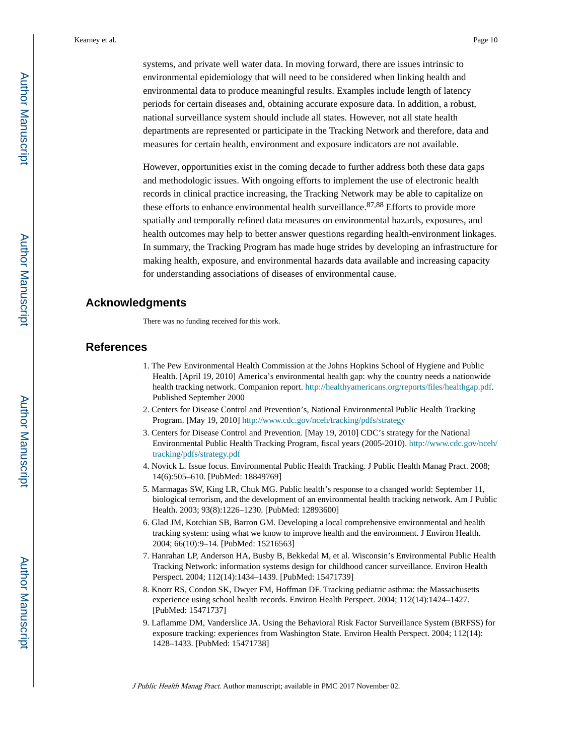systems, and private well water data. In moving forward, there are issues intrinsic to environmental epidemiology that will need to be considered when linking health and environmental data to produce meaningful results. Examples include length of latency periods for certain diseases and, obtaining accurate exposure data. In addition, a robust, national surveillance system should include all states. However, not all state health departments are represented or participate in the Tracking Network and therefore, data and measures for certain health, environment and exposure indicators are not available.

However, opportunities exist in the coming decade to further address both these data gaps and methodologic issues. With ongoing efforts to implement the use of electronic health records in clinical practice increasing, the Tracking Network may be able to capitalize on these efforts to enhance environmental health surveillance.[87,88] Efforts to provide more spatially and temporally refined data measures on environmental hazards, exposures, and health outcomes may help to better answer questions regarding health-environment linkages. In summary, the Tracking Program has made huge strides by developing an infrastructure for making health, exposure, and environmental hazards data available and increasing capacity for understanding associations of diseases of environmental cause.

## Acknowledgments

There was no funding received for this work.

## References

1. The Pew Environmental Health Commission at the Johns Hopkins School of Hygiene and Public Health. [April 19, 2010] America's environmental health gap: why the country needs a nationwide health tracking network. Companion report. http://healthyamericans.org/reports/files/healthgap.pdf. Published September 2000
2. Centers for Disease Control and Prevention's, National Environmental Public Health Tracking Program. [May 19, 2010] http://www.cdc.gov/nceh/tracking/pdfs/strategy
3. Centers for Disease Control and Prevention. [May 19, 2010] CDC's strategy for the National Environmental Public Health Tracking Program, fiscal years (2005-2010). http://www.cdc.gov/nceh/tracking/pdfs/strategy.pdf
4. Novick L. Issue focus. Environmental Public Health Tracking. J Public Health Manag Pract. 2008; 14(6):505–610. [PubMed: 18849769]
5. Marmagas SW, King LR, Chuk MG. Public health's response to a changed world: September 11, biological terrorism, and the development of an environmental health tracking network. Am J Public Health. 2003; 93(8):1226–1230. [PubMed: 12893600]
6. Glad JM, Kotchian SB, Barron GM. Developing a local comprehensive environmental and health tracking system: using what we know to improve health and the environment. J Environ Health. 2004; 66(10):9–14. [PubMed: 15216563]
7. Hanrahan LP, Anderson HA, Busby B, Bekkedal M, et al. Wisconsin's Environmental Public Health Tracking Network: information systems design for childhood cancer surveillance. Environ Health Perspect. 2004; 112(14):1434–1439. [PubMed: 15471739]
8. Knorr RS, Condon SK, Dwyer FM, Hoffman DF. Tracking pediatric asthma: the Massachusetts experience using school health records. Environ Health Perspect. 2004; 112(14):1424–1427. [PubMed: 15471737]
9. Laflamme DM, Vanderslice JA. Using the Behavioral Risk Factor Surveillance System (BRFSS) for exposure tracking: experiences from Washington State. Environ Health Perspect. 2004; 112(14): 1428–1433. [PubMed: 15471738]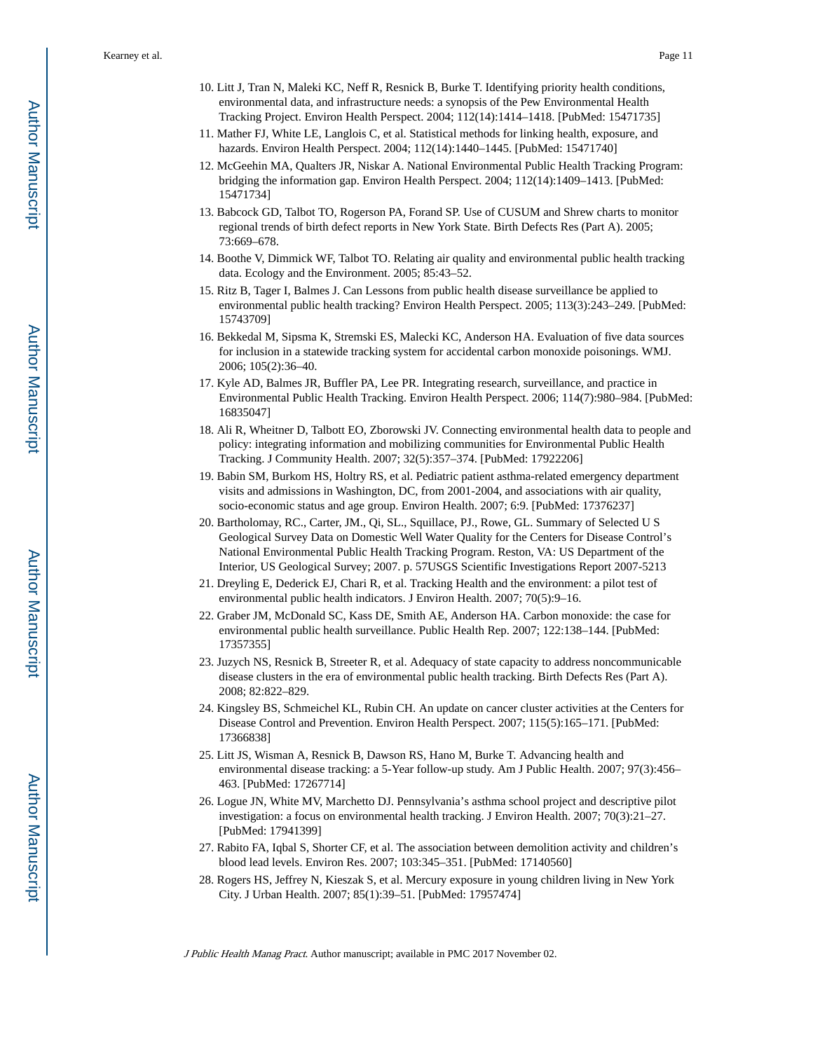10. Litt J, Tran N, Maleki KC, Neff R, Resnick B, Burke T. Identifying priority health conditions, environmental data, and infrastructure needs: a synopsis of the Pew Environmental Health Tracking Project. Environ Health Perspect. 2004; 112(14):1414–1418. [PubMed: 15471735]
11. Mather FJ, White LE, Langlois C, et al. Statistical methods for linking health, exposure, and hazards. Environ Health Perspect. 2004; 112(14):1440–1445. [PubMed: 15471740]
12. McGeehin MA, Qualters JR, Niskar A. National Environmental Public Health Tracking Program: bridging the information gap. Environ Health Perspect. 2004; 112(14):1409–1413. [PubMed: 15471734]
13. Babcock GD, Talbot TO, Rogerson PA, Forand SP. Use of CUSUM and Shrew charts to monitor regional trends of birth defect reports in New York State. Birth Defects Res (Part A). 2005; 73:669–678.
14. Boothe V, Dimmick WF, Talbot TO. Relating air quality and environmental public health tracking data. Ecology and the Environment. 2005; 85:43–52.
15. Ritz B, Tager I, Balmes J. Can Lessons from public health disease surveillance be applied to environmental public health tracking? Environ Health Perspect. 2005; 113(3):243–249. [PubMed: 15743709]
16. Bekkedal M, Sipsma K, Stremski ES, Malecki KC, Anderson HA. Evaluation of five data sources for inclusion in a statewide tracking system for accidental carbon monoxide poisonings. WMJ. 2006; 105(2):36–40.
17. Kyle AD, Balmes JR, Buffler PA, Lee PR. Integrating research, surveillance, and practice in Environmental Public Health Tracking. Environ Health Perspect. 2006; 114(7):980–984. [PubMed: 16835047]
18. Ali R, Wheitner D, Talbott EO, Zborowski JV. Connecting environmental health data to people and policy: integrating information and mobilizing communities for Environmental Public Health Tracking. J Community Health. 2007; 32(5):357–374. [PubMed: 17922206]
19. Babin SM, Burkom HS, Holtry RS, et al. Pediatric patient asthma-related emergency department visits and admissions in Washington, DC, from 2001-2004, and associations with air quality, socio-economic status and age group. Environ Health. 2007; 6:9. [PubMed: 17376237]
20. Bartholomay, RC., Carter, JM., Qi, SL., Squillace, PJ., Rowe, GL. Summary of Selected U S Geological Survey Data on Domestic Well Water Quality for the Centers for Disease Control's National Environmental Public Health Tracking Program. Reston, VA: US Department of the Interior, US Geological Survey; 2007. p. 57USGS Scientific Investigations Report 2007-5213
21. Dreyling E, Dederick EJ, Chari R, et al. Tracking Health and the environment: a pilot test of environmental public health indicators. J Environ Health. 2007; 70(5):9–16.
22. Graber JM, McDonald SC, Kass DE, Smith AE, Anderson HA. Carbon monoxide: the case for environmental public health surveillance. Public Health Rep. 2007; 122:138–144. [PubMed: 17357355]
23. Juzych NS, Resnick B, Streeter R, et al. Adequacy of state capacity to address noncommunicable disease clusters in the era of environmental public health tracking. Birth Defects Res (Part A). 2008; 82:822–829.
24. Kingsley BS, Schmeichel KL, Rubin CH. An update on cancer cluster activities at the Centers for Disease Control and Prevention. Environ Health Perspect. 2007; 115(5):165–171. [PubMed: 17366838]
25. Litt JS, Wisman A, Resnick B, Dawson RS, Hano M, Burke T. Advancing health and environmental disease tracking: a 5-Year follow-up study. Am J Public Health. 2007; 97(3):456–463. [PubMed: 17267714]
26. Logue JN, White MV, Marchetto DJ. Pennsylvania's asthma school project and descriptive pilot investigation: a focus on environmental health tracking. J Environ Health. 2007; 70(3):21–27. [PubMed: 17941399]
27. Rabito FA, Iqbal S, Shorter CF, et al. The association between demolition activity and children's blood lead levels. Environ Res. 2007; 103:345–351. [PubMed: 17140560]
28. Rogers HS, Jeffrey N, Kieszak S, et al. Mercury exposure in young children living in New York City. J Urban Health. 2007; 85(1):39–51. [PubMed: 17957474]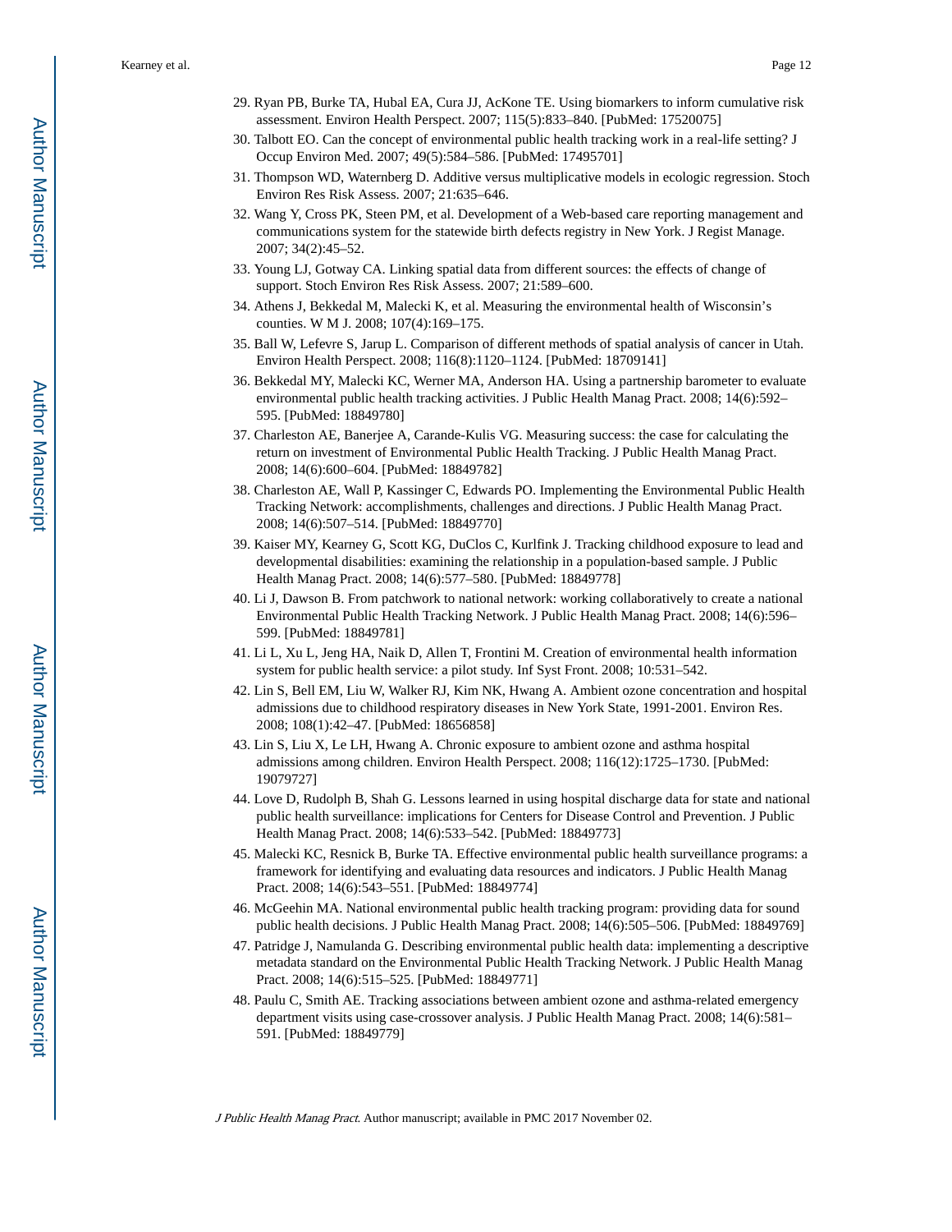29. Ryan PB, Burke TA, Hubal EA, Cura JJ, AcKone TE. Using biomarkers to inform cumulative risk assessment. Environ Health Perspect. 2007; 115(5):833–840. [PubMed: 17520075]
30. Talbott EO. Can the concept of environmental public health tracking work in a real-life setting? J Occup Environ Med. 2007; 49(5):584–586. [PubMed: 17495701]
31. Thompson WD, Waternberg D. Additive versus multiplicative models in ecologic regression. Stoch Environ Res Risk Assess. 2007; 21:635–646.
32. Wang Y, Cross PK, Steen PM, et al. Development of a Web-based care reporting management and communications system for the statewide birth defects registry in New York. J Regist Manage. 2007; 34(2):45–52.
33. Young LJ, Gotway CA. Linking spatial data from different sources: the effects of change of support. Stoch Environ Res Risk Assess. 2007; 21:589–600.
34. Athens J, Bekkedal M, Malecki K, et al. Measuring the environmental health of Wisconsin's counties. W M J. 2008; 107(4):169–175.
35. Ball W, Lefevre S, Jarup L. Comparison of different methods of spatial analysis of cancer in Utah. Environ Health Perspect. 2008; 116(8):1120–1124. [PubMed: 18709141]
36. Bekkedal MY, Malecki KC, Werner MA, Anderson HA. Using a partnership barometer to evaluate environmental public health tracking activities. J Public Health Manag Pract. 2008; 14(6):592–595. [PubMed: 18849780]
37. Charleston AE, Banerjee A, Carande-Kulis VG. Measuring success: the case for calculating the return on investment of Environmental Public Health Tracking. J Public Health Manag Pract. 2008; 14(6):600–604. [PubMed: 18849782]
38. Charleston AE, Wall P, Kassinger C, Edwards PO. Implementing the Environmental Public Health Tracking Network: accomplishments, challenges and directions. J Public Health Manag Pract. 2008; 14(6):507–514. [PubMed: 18849770]
39. Kaiser MY, Kearney G, Scott KG, DuClos C, Kurlfink J. Tracking childhood exposure to lead and developmental disabilities: examining the relationship in a population-based sample. J Public Health Manag Pract. 2008; 14(6):577–580. [PubMed: 18849778]
40. Li J, Dawson B. From patchwork to national network: working collaboratively to create a national Environmental Public Health Tracking Network. J Public Health Manag Pract. 2008; 14(6):596–599. [PubMed: 18849781]
41. Li L, Xu L, Jeng HA, Naik D, Allen T, Frontini M. Creation of environmental health information system for public health service: a pilot study. Inf Syst Front. 2008; 10:531–542.
42. Lin S, Bell EM, Liu W, Walker RJ, Kim NK, Hwang A. Ambient ozone concentration and hospital admissions due to childhood respiratory diseases in New York State, 1991-2001. Environ Res. 2008; 108(1):42–47. [PubMed: 18656858]
43. Lin S, Liu X, Le LH, Hwang A. Chronic exposure to ambient ozone and asthma hospital admissions among children. Environ Health Perspect. 2008; 116(12):1725–1730. [PubMed: 19079727]
44. Love D, Rudolph B, Shah G. Lessons learned in using hospital discharge data for state and national public health surveillance: implications for Centers for Disease Control and Prevention. J Public Health Manag Pract. 2008; 14(6):533–542. [PubMed: 18849773]
45. Malecki KC, Resnick B, Burke TA. Effective environmental public health surveillance programs: a framework for identifying and evaluating data resources and indicators. J Public Health Manag Pract. 2008; 14(6):543–551. [PubMed: 18849774]
46. McGeehin MA. National environmental public health tracking program: providing data for sound public health decisions. J Public Health Manag Pract. 2008; 14(6):505–506. [PubMed: 18849769]
47. Patridge J, Namulanda G. Describing environmental public health data: implementing a descriptive metadata standard on the Environmental Public Health Tracking Network. J Public Health Manag Pract. 2008; 14(6):515–525. [PubMed: 18849771]
48. Paulu C, Smith AE. Tracking associations between ambient ozone and asthma-related emergency department visits using case-crossover analysis. J Public Health Manag Pract. 2008; 14(6):581–591. [PubMed: 18849779]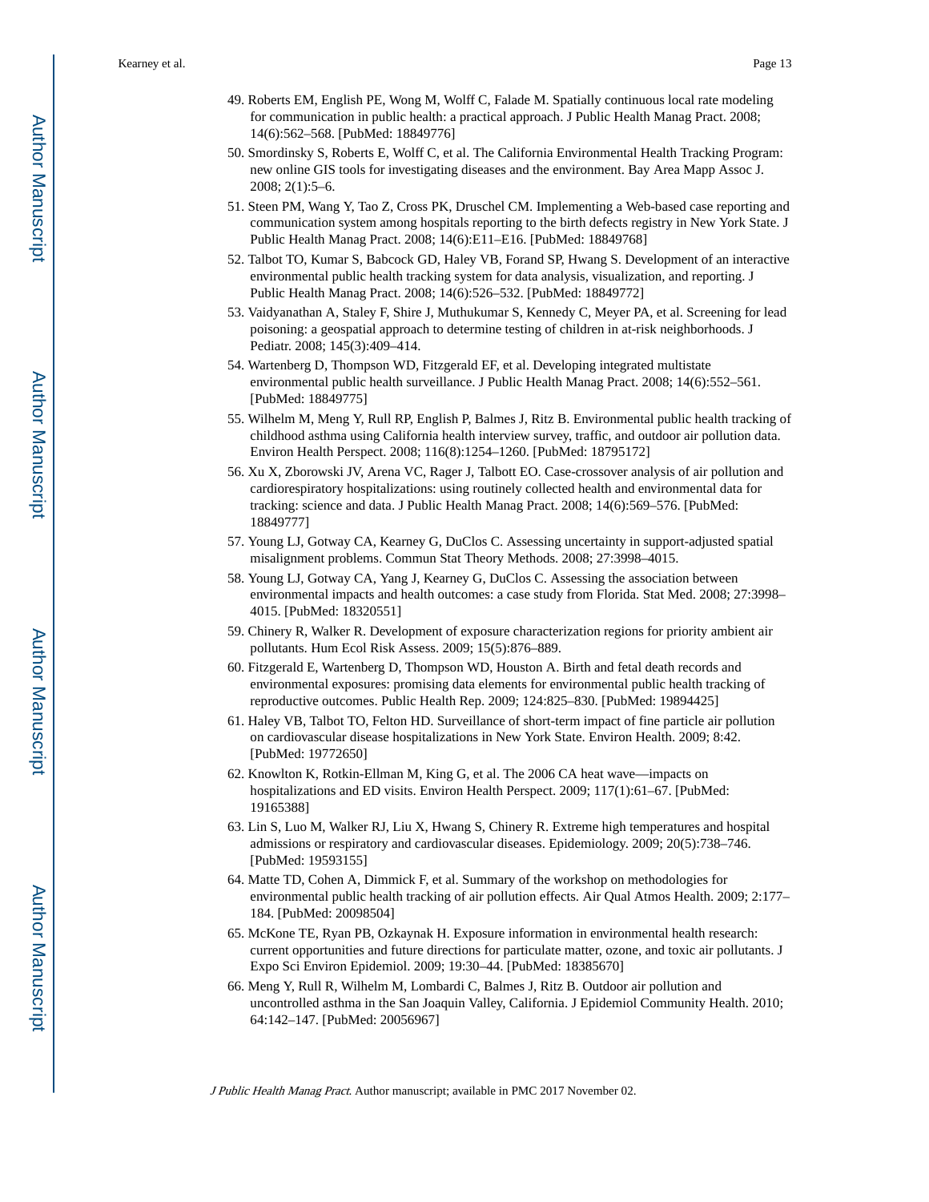49. Roberts EM, English PE, Wong M, Wolff C, Falade M. Spatially continuous local rate modeling for communication in public health: a practical approach. J Public Health Manag Pract. 2008; 14(6):562–568. [PubMed: 18849776]
50. Smordinsky S, Roberts E, Wolff C, et al. The California Environmental Health Tracking Program: new online GIS tools for investigating diseases and the environment. Bay Area Mapp Assoc J. 2008; 2(1):5–6.
51. Steen PM, Wang Y, Tao Z, Cross PK, Druschel CM. Implementing a Web-based case reporting and communication system among hospitals reporting to the birth defects registry in New York State. J Public Health Manag Pract. 2008; 14(6):E11–E16. [PubMed: 18849768]
52. Talbot TO, Kumar S, Babcock GD, Haley VB, Forand SP, Hwang S. Development of an interactive environmental public health tracking system for data analysis, visualization, and reporting. J Public Health Manag Pract. 2008; 14(6):526–532. [PubMed: 18849772]
53. Vaidyanathan A, Staley F, Shire J, Muthukumar S, Kennedy C, Meyer PA, et al. Screening for lead poisoning: a geospatial approach to determine testing of children in at-risk neighborhoods. J Pediatr. 2008; 145(3):409–414.
54. Wartenberg D, Thompson WD, Fitzgerald EF, et al. Developing integrated multistate environmental public health surveillance. J Public Health Manag Pract. 2008; 14(6):552–561. [PubMed: 18849775]
55. Wilhelm M, Meng Y, Rull RP, English P, Balmes J, Ritz B. Environmental public health tracking of childhood asthma using California health interview survey, traffic, and outdoor air pollution data. Environ Health Perspect. 2008; 116(8):1254–1260. [PubMed: 18795172]
56. Xu X, Zborowski JV, Arena VC, Rager J, Talbott EO. Case-crossover analysis of air pollution and cardiorespiratory hospitalizations: using routinely collected health and environmental data for tracking: science and data. J Public Health Manag Pract. 2008; 14(6):569–576. [PubMed: 18849777]
57. Young LJ, Gotway CA, Kearney G, DuClos C. Assessing uncertainty in support-adjusted spatial misalignment problems. Commun Stat Theory Methods. 2008; 27:3998–4015.
58. Young LJ, Gotway CA, Yang J, Kearney G, DuClos C. Assessing the association between environmental impacts and health outcomes: a case study from Florida. Stat Med. 2008; 27:3998–4015. [PubMed: 18320551]
59. Chinery R, Walker R. Development of exposure characterization regions for priority ambient air pollutants. Hum Ecol Risk Assess. 2009; 15(5):876–889.
60. Fitzgerald E, Wartenberg D, Thompson WD, Houston A. Birth and fetal death records and environmental exposures: promising data elements for environmental public health tracking of reproductive outcomes. Public Health Rep. 2009; 124:825–830. [PubMed: 19894425]
61. Haley VB, Talbot TO, Felton HD. Surveillance of short-term impact of fine particle air pollution on cardiovascular disease hospitalizations in New York State. Environ Health. 2009; 8:42. [PubMed: 19772650]
62. Knowlton K, Rotkin-Ellman M, King G, et al. The 2006 CA heat wave—impacts on hospitalizations and ED visits. Environ Health Perspect. 2009; 117(1):61–67. [PubMed: 19165388]
63. Lin S, Luo M, Walker RJ, Liu X, Hwang S, Chinery R. Extreme high temperatures and hospital admissions or respiratory and cardiovascular diseases. Epidemiology. 2009; 20(5):738–746. [PubMed: 19593155]
64. Matte TD, Cohen A, Dimmick F, et al. Summary of the workshop on methodologies for environmental public health tracking of air pollution effects. Air Qual Atmos Health. 2009; 2:177–184. [PubMed: 20098504]
65. McKone TE, Ryan PB, Ozkaynak H. Exposure information in environmental health research: current opportunities and future directions for particulate matter, ozone, and toxic air pollutants. J Expo Sci Environ Epidemiol. 2009; 19:30–44. [PubMed: 18385670]
66. Meng Y, Rull R, Wilhelm M, Lombardi C, Balmes J, Ritz B. Outdoor air pollution and uncontrolled asthma in the San Joaquin Valley, California. J Epidemiol Community Health. 2010; 64:142–147. [PubMed: 20056967]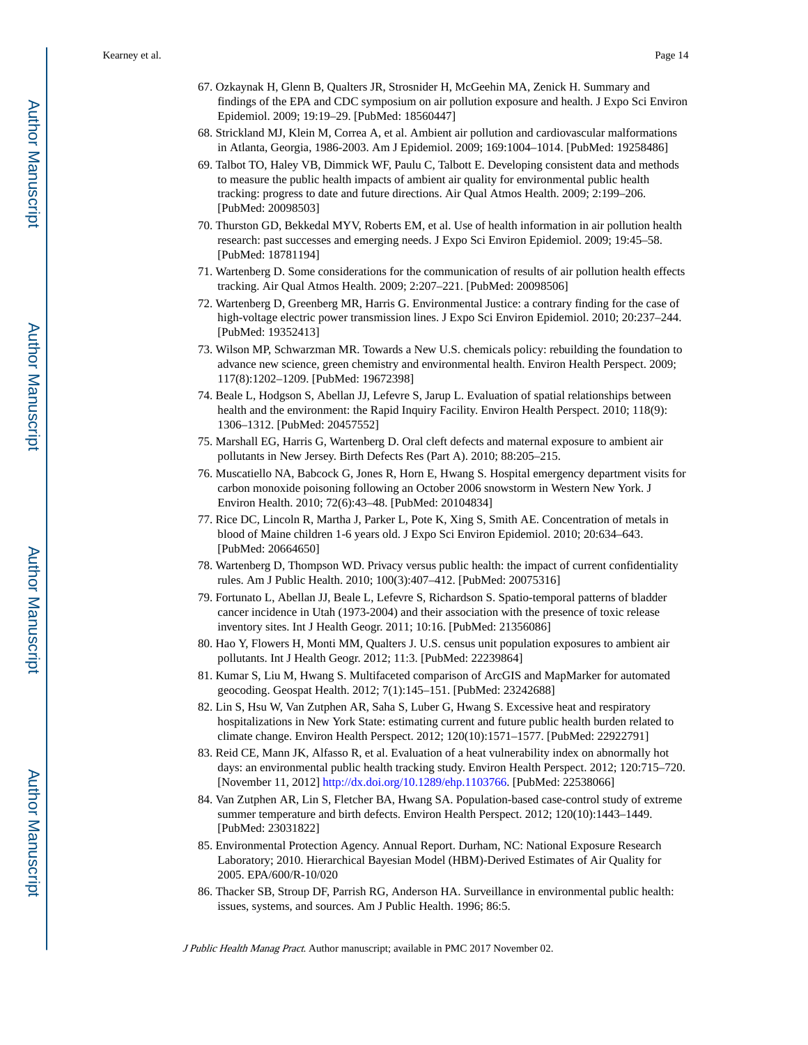67. Ozkaynak H, Glenn B, Qualters JR, Strosnider H, McGeehin MA, Zenick H. Summary and findings of the EPA and CDC symposium on air pollution exposure and health. J Expo Sci Environ Epidemiol. 2009; 19:19–29. [PubMed: 18560447]
68. Strickland MJ, Klein M, Correa A, et al. Ambient air pollution and cardiovascular malformations in Atlanta, Georgia, 1986-2003. Am J Epidemiol. 2009; 169:1004–1014. [PubMed: 19258486]
69. Talbot TO, Haley VB, Dimmick WF, Paulu C, Talbott E. Developing consistent data and methods to measure the public health impacts of ambient air quality for environmental public health tracking: progress to date and future directions. Air Qual Atmos Health. 2009; 2:199–206. [PubMed: 20098503]
70. Thurston GD, Bekkedal MYV, Roberts EM, et al. Use of health information in air pollution health research: past successes and emerging needs. J Expo Sci Environ Epidemiol. 2009; 19:45–58. [PubMed: 18781194]
71. Wartenberg D. Some considerations for the communication of results of air pollution health effects tracking. Air Qual Atmos Health. 2009; 2:207–221. [PubMed: 20098506]
72. Wartenberg D, Greenberg MR, Harris G. Environmental Justice: a contrary finding for the case of high-voltage electric power transmission lines. J Expo Sci Environ Epidemiol. 2010; 20:237–244. [PubMed: 19352413]
73. Wilson MP, Schwarzman MR. Towards a New U.S. chemicals policy: rebuilding the foundation to advance new science, green chemistry and environmental health. Environ Health Perspect. 2009; 117(8):1202–1209. [PubMed: 19672398]
74. Beale L, Hodgson S, Abellan JJ, Lefevre S, Jarup L. Evaluation of spatial relationships between health and the environment: the Rapid Inquiry Facility. Environ Health Perspect. 2010; 118(9): 1306–1312. [PubMed: 20457552]
75. Marshall EG, Harris G, Wartenberg D. Oral cleft defects and maternal exposure to ambient air pollutants in New Jersey. Birth Defects Res (Part A). 2010; 88:205–215.
76. Muscatiello NA, Babcock G, Jones R, Horn E, Hwang S. Hospital emergency department visits for carbon monoxide poisoning following an October 2006 snowstorm in Western New York. J Environ Health. 2010; 72(6):43–48. [PubMed: 20104834]
77. Rice DC, Lincoln R, Martha J, Parker L, Pote K, Xing S, Smith AE. Concentration of metals in blood of Maine children 1-6 years old. J Expo Sci Environ Epidemiol. 2010; 20:634–643. [PubMed: 20664650]
78. Wartenberg D, Thompson WD. Privacy versus public health: the impact of current confidentiality rules. Am J Public Health. 2010; 100(3):407–412. [PubMed: 20075316]
79. Fortunato L, Abellan JJ, Beale L, Lefevre S, Richardson S. Spatio-temporal patterns of bladder cancer incidence in Utah (1973-2004) and their association with the presence of toxic release inventory sites. Int J Health Geogr. 2011; 10:16. [PubMed: 21356086]
80. Hao Y, Flowers H, Monti MM, Qualters J. U.S. census unit population exposures to ambient air pollutants. Int J Health Geogr. 2012; 11:3. [PubMed: 22239864]
81. Kumar S, Liu M, Hwang S. Multifaceted comparison of ArcGIS and MapMarker for automated geocoding. Geospat Health. 2012; 7(1):145–151. [PubMed: 23242688]
82. Lin S, Hsu W, Van Zutphen AR, Saha S, Luber G, Hwang S. Excessive heat and respiratory hospitalizations in New York State: estimating current and future public health burden related to climate change. Environ Health Perspect. 2012; 120(10):1571–1577. [PubMed: 22922791]
83. Reid CE, Mann JK, Alfasso R, et al. Evaluation of a heat vulnerability index on abnormally hot days: an environmental public health tracking study. Environ Health Perspect. 2012; 120:715–720. [November 11, 2012] http://dx.doi.org/10.1289/ehp.1103766. [PubMed: 22538066]
84. Van Zutphen AR, Lin S, Fletcher BA, Hwang SA. Population-based case-control study of extreme summer temperature and birth defects. Environ Health Perspect. 2012; 120(10):1443–1449. [PubMed: 23031822]
85. Environmental Protection Agency. Annual Report. Durham, NC: National Exposure Research Laboratory; 2010. Hierarchical Bayesian Model (HBM)-Derived Estimates of Air Quality for 2005. EPA/600/R-10/020
86. Thacker SB, Stroup DF, Parrish RG, Anderson HA. Surveillance in environmental public health: issues, systems, and sources. Am J Public Health. 1996; 86:5.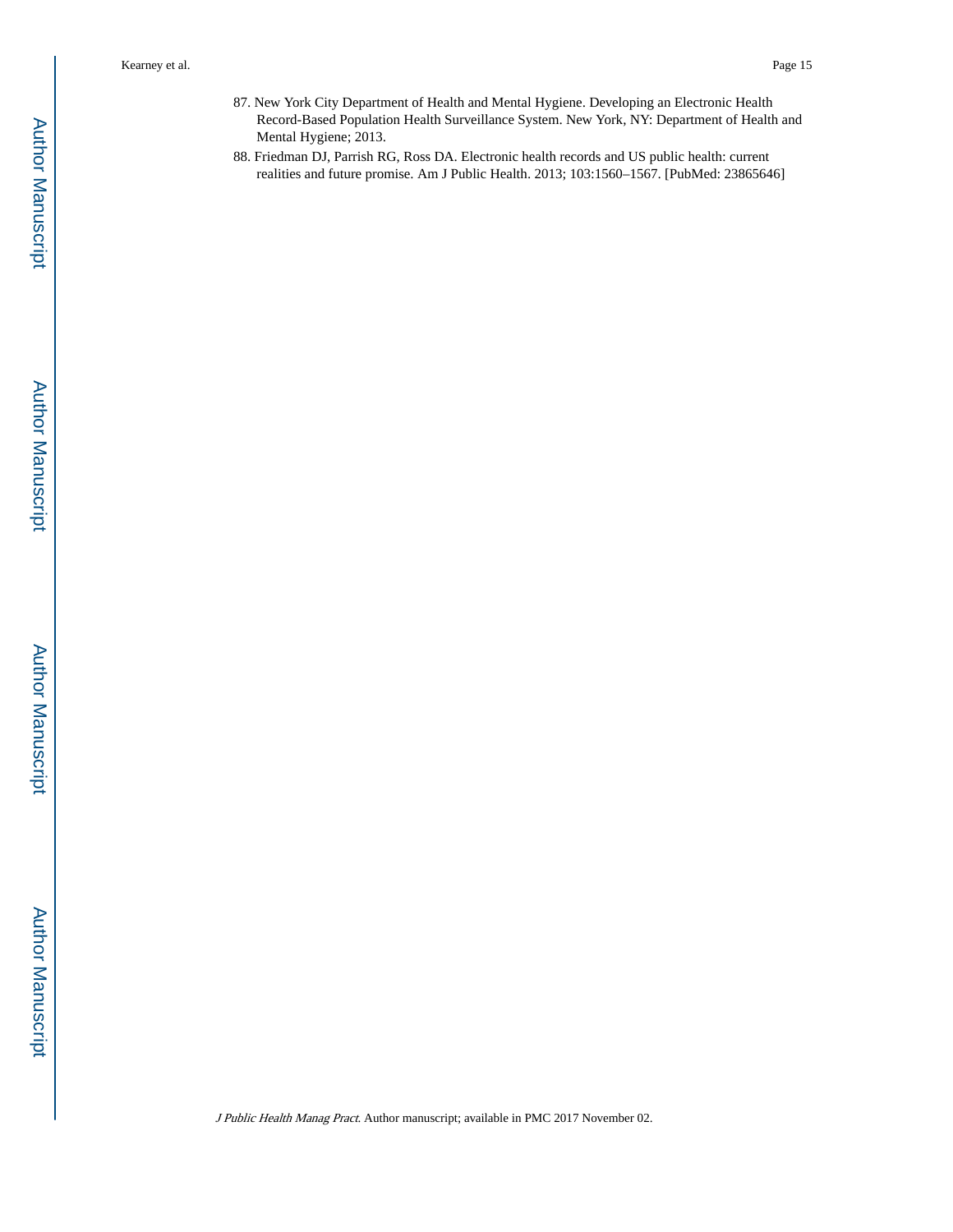87. New York City Department of Health and Mental Hygiene. Developing an Electronic Health Record-Based Population Health Surveillance System. New York, NY: Department of Health and Mental Hygiene; 2013.
88. Friedman DJ, Parrish RG, Ross DA. Electronic health records and US public health: current realities and future promise. Am J Public Health. 2013; 103:1560–1567. [PubMed: 23865646]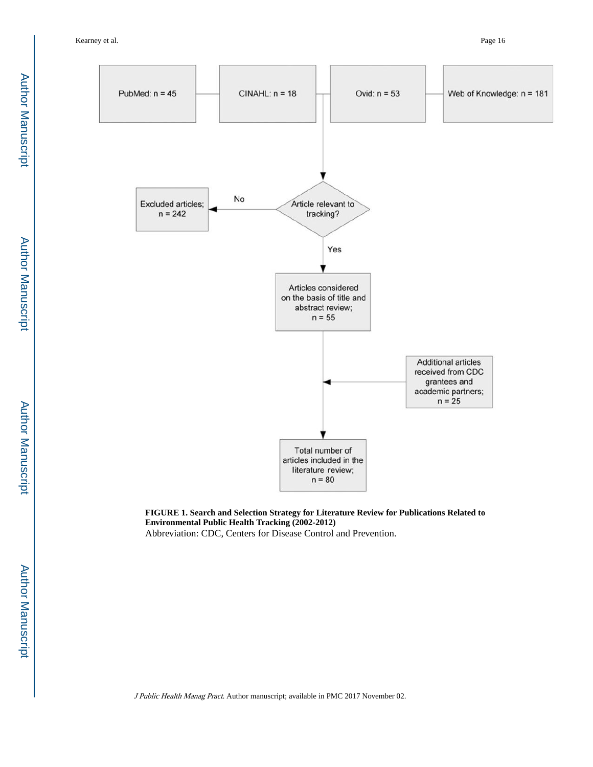PubMed: n = 45

CINAHL: n = 18

Ovid: n = 53

Web of Knowledge: n = 181

Article relevant to tracking?

No

Excluded articles; n = 242

Yes

Articles considered on the basis of title and abstract review; n = 55

Additional articles received from CDC grantees and academic partners; n = 25

Total number of articles included in the literature review; n = 80

**FIGURE 1. Search and Selection Strategy for Literature Review for Publications Related to Environmental Public Health Tracking (2002-2012)**

Abbreviation: CDC, Centers for Disease Control and Prevention.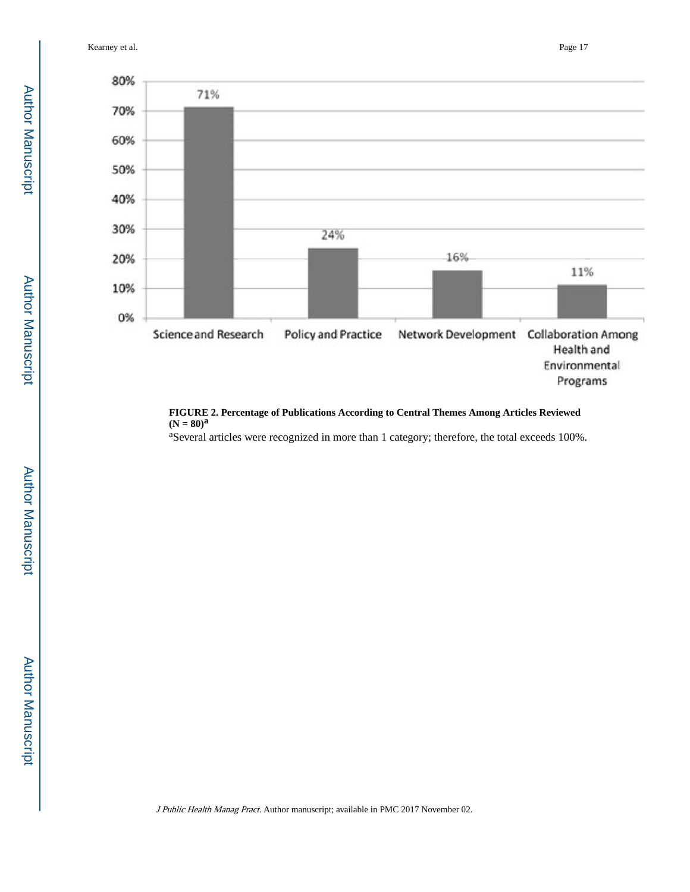| | Percentage |
|---|---|
| Science and Research | 71% |
| Policy and Practice | 24% |
| Network Development | 16% |
| Collaboration Among Health and Environmental Programs | 11% |

**FIGURE 2. Percentage of Publications According to Central Themes Among Articles Reviewed (N = 80)[a]**

[a]Several articles were recognized in more than 1 category; therefore, the total exceeds 100%.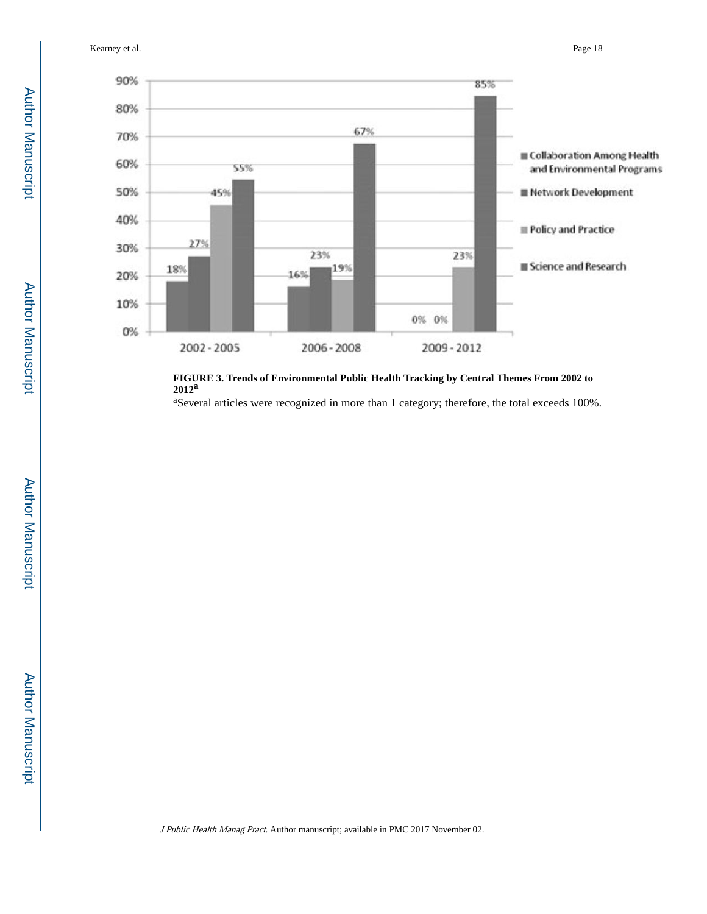**FIGURE 3. Trends of Environmental Public Health Tracking by Central Themes From 2002 to 2012[a]**

[a]Several articles were recognized in more than 1 category; therefore, the total exceeds 100%.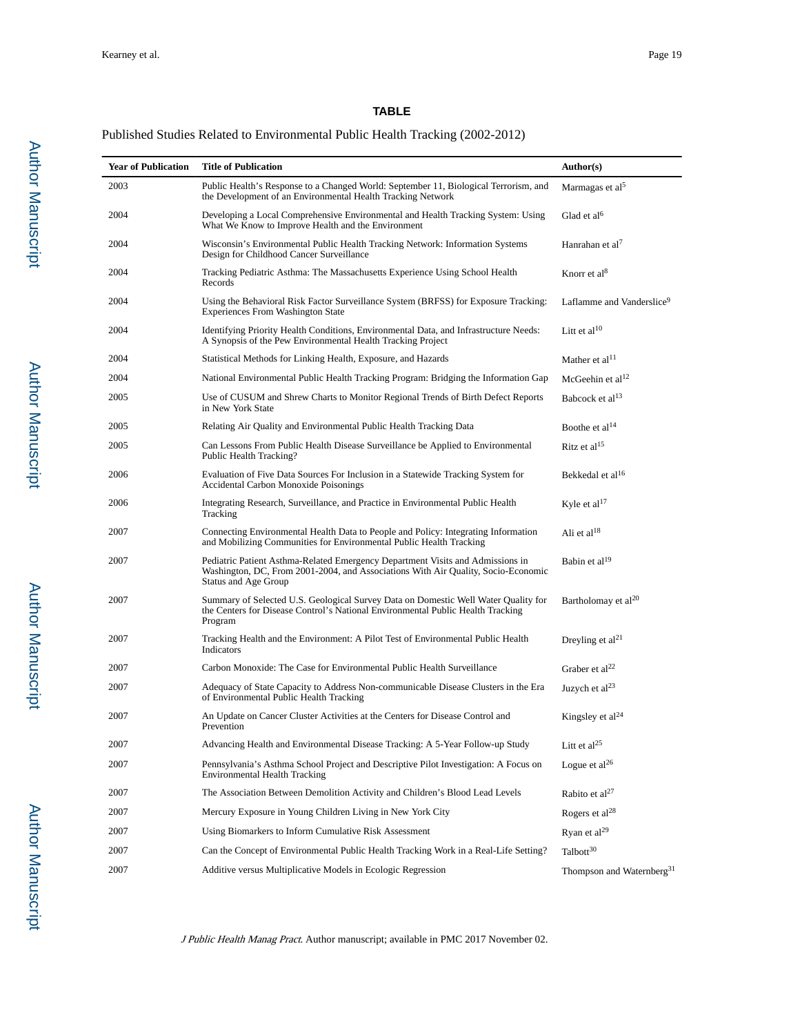**TABLE**

Published Studies Related to Environmental Public Health Tracking (2002-2012)

| Year of Publication | Title of Publication | Author(s) |
|---|---|---|
| 2003 | Public Health's Response to a Changed World: September 11, Biological Terrorism, and the Development of an Environmental Health Tracking Network | Marmagas et al[5] |
| 2004 | Developing a Local Comprehensive Environmental and Health Tracking System: Using What We Know to Improve Health and the Environment | Glad et al[6] |
| 2004 | Wisconsin's Environmental Public Health Tracking Network: Information Systems Design for Childhood Cancer Surveillance | Hanrahan et al[7] |
| 2004 | Tracking Pediatric Asthma: The Massachusetts Experience Using School Health Records | Knorr et al[8] |
| 2004 | Using the Behavioral Risk Factor Surveillance System (BRFSS) for Exposure Tracking: Experiences From Washington State | Laflamme and Vanderslice[9] |
| 2004 | Identifying Priority Health Conditions, Environmental Data, and Infrastructure Needs: A Synopsis of the Pew Environmental Health Tracking Project | Litt et al[10] |
| 2004 | Statistical Methods for Linking Health, Exposure, and Hazards | Mather et al[11] |
| 2004 | National Environmental Public Health Tracking Program: Bridging the Information Gap | McGeehin et al[12] |
| 2005 | Use of CUSUM and Shrew Charts to Monitor Regional Trends of Birth Defect Reports in New York State | Babcock et al[13] |
| 2005 | Relating Air Quality and Environmental Public Health Tracking Data | Boothe et al[14] |
| 2005 | Can Lessons From Public Health Disease Surveillance be Applied to Environmental Public Health Tracking? | Ritz et al[15] |
| 2006 | Evaluation of Five Data Sources For Inclusion in a Statewide Tracking System for Accidental Carbon Monoxide Poisonings | Bekkedal et al[16] |
| 2006 | Integrating Research, Surveillance, and Practice in Environmental Public Health Tracking | Kyle et al[17] |
| 2007 | Connecting Environmental Health Data to People and Policy: Integrating Information and Mobilizing Communities for Environmental Public Health Tracking | Ali et al[18] |
| 2007 | Pediatric Patient Asthma-Related Emergency Department Visits and Admissions in Washington, DC, From 2001-2004, and Associations With Air Quality, Socio-Economic Status and Age Group | Babin et al[19] |
| 2007 | Summary of Selected U.S. Geological Survey Data on Domestic Well Water Quality for the Centers for Disease Control's National Environmental Public Health Tracking Program | Bartholomay et al[20] |
| 2007 | Tracking Health and the Environment: A Pilot Test of Environmental Public Health Indicators | Dreyling et al[21] |
| 2007 | Carbon Monoxide: The Case for Environmental Public Health Surveillance | Graber et al[22] |
| 2007 | Adequacy of State Capacity to Address Non-communicable Disease Clusters in the Era of Environmental Public Health Tracking | Juzych et al[23] |
| 2007 | An Update on Cancer Cluster Activities at the Centers for Disease Control and Prevention | Kingsley et al[24] |
| 2007 | Advancing Health and Environmental Disease Tracking: A 5-Year Follow-up Study | Litt et al[25] |
| 2007 | Pennsylvania's Asthma School Project and Descriptive Pilot Investigation: A Focus on Environmental Health Tracking | Logue et al[26] |
| 2007 | The Association Between Demolition Activity and Children's Blood Lead Levels | Rabito et al[27] |
| 2007 | Mercury Exposure in Young Children Living in New York City | Rogers et al[28] |
| 2007 | Using Biomarkers to Inform Cumulative Risk Assessment | Ryan et al[29] |
| 2007 | Can the Concept of Environmental Public Health Tracking Work in a Real-Life Setting? | Talbott[30] |
| 2007 | Additive versus Multiplicative Models in Ecologic Regression | Thompson and Waternberg[31] |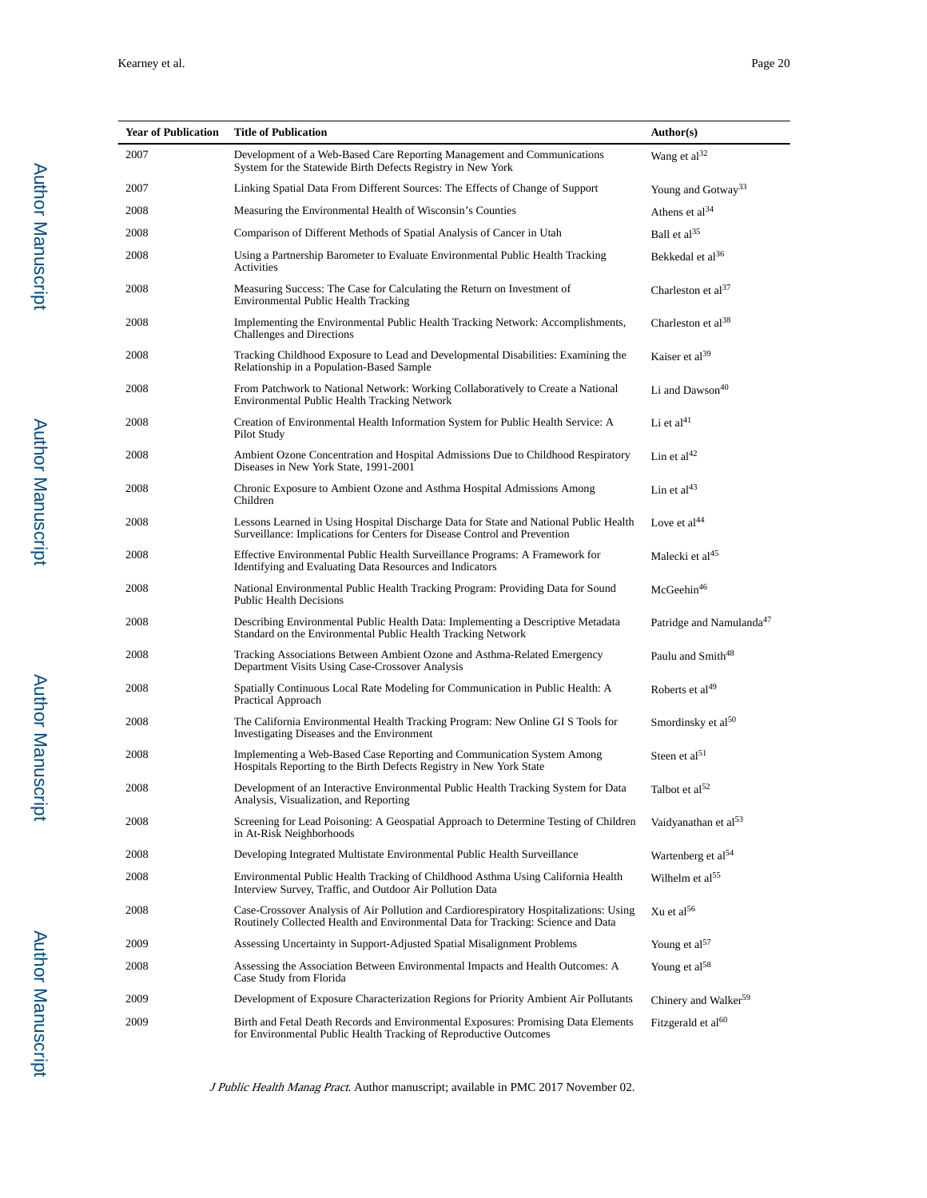| Year of Publication | Title of Publication | Author(s) |
|---|---|---|
| 2007 | Development of a Web-Based Care Reporting Management and Communications System for the Statewide Birth Defects Registry in New York | Wang et al[32] |
| 2007 | Linking Spatial Data From Different Sources: The Effects of Change of Support | Young and Gotway[33] |
| 2008 | Measuring the Environmental Health of Wisconsin's Counties | Athens et al[34] |
| 2008 | Comparison of Different Methods of Spatial Analysis of Cancer in Utah | Ball et al[35] |
| 2008 | Using a Partnership Barometer to Evaluate Environmental Public Health Tracking Activities | Bekkedal et al[36] |
| 2008 | Measuring Success: The Case for Calculating the Return on Investment of Environmental Public Health Tracking | Charleston et al[37] |
| 2008 | Implementing the Environmental Public Health Tracking Network: Accomplishments, Challenges and Directions | Charleston et al[38] |
| 2008 | Tracking Childhood Exposure to Lead and Developmental Disabilities: Examining the Relationship in a Population-Based Sample | Kaiser et al[39] |
| 2008 | From Patchwork to National Network: Working Collaboratively to Create a National Environmental Public Health Tracking Network | Li and Dawson[40] |
| 2008 | Creation of Environmental Health Information System for Public Health Service: A Pilot Study | Li et al[41] |
| 2008 | Ambient Ozone Concentration and Hospital Admissions Due to Childhood Respiratory Diseases in New York State, 1991-2001 | Lin et al[42] |
| 2008 | Chronic Exposure to Ambient Ozone and Asthma Hospital Admissions Among Children | Lin et al[43] |
| 2008 | Lessons Learned in Using Hospital Discharge Data for State and National Public Health Surveillance: Implications for Centers for Disease Control and Prevention | Love et al[44] |
| 2008 | Effective Environmental Public Health Surveillance Programs: A Framework for Identifying and Evaluating Data Resources and Indicators | Malecki et al[45] |
| 2008 | National Environmental Public Health Tracking Program: Providing Data for Sound Public Health Decisions | McGeehin[46] |
| 2008 | Describing Environmental Public Health Data: Implementing a Descriptive Metadata Standard on the Environmental Public Health Tracking Network | Patridge and Namulanda[47] |
| 2008 | Tracking Associations Between Ambient Ozone and Asthma-Related Emergency Department Visits Using Case-Crossover Analysis | Paulu and Smith[48] |
| 2008 | Spatially Continuous Local Rate Modeling for Communication in Public Health: A Practical Approach | Roberts et al[49] |
| 2008 | The California Environmental Health Tracking Program: New Online GI S Tools for Investigating Diseases and the Environment | Smordinsky et al[50] |
| 2008 | Implementing a Web-Based Case Reporting and Communication System Among Hospitals Reporting to the Birth Defects Registry in New York State | Steen et al[51] |
| 2008 | Development of an Interactive Environmental Public Health Tracking System for Data Analysis, Visualization, and Reporting | Talbot et al[52] |
| 2008 | Screening for Lead Poisoning: A Geospatial Approach to Determine Testing of Children in At-Risk Neighborhoods | Vaidyanathan et al[53] |
| 2008 | Developing Integrated Multistate Environmental Public Health Surveillance | Wartenberg et al[54] |
| 2008 | Environmental Public Health Tracking of Childhood Asthma Using California Health Interview Survey, Traffic, and Outdoor Air Pollution Data | Wilhelm et al[55] |
| 2008 | Case-Crossover Analysis of Air Pollution and Cardiorespiratory Hospitalizations: Using Routinely Collected Health and Environmental Data for Tracking: Science and Data | Xu et al[56] |
| 2009 | Assessing Uncertainty in Support-Adjusted Spatial Misalignment Problems | Young et al[57] |
| 2008 | Assessing the Association Between Environmental Impacts and Health Outcomes: A Case Study from Florida | Young et al[58] |
| 2009 | Development of Exposure Characterization Regions for Priority Ambient Air Pollutants | Chinery and Walker[59] |
| 2009 | Birth and Fetal Death Records and Environmental Exposures: Promising Data Elements for Environmental Public Health Tracking of Reproductive Outcomes | Fitzgerald et al[60] |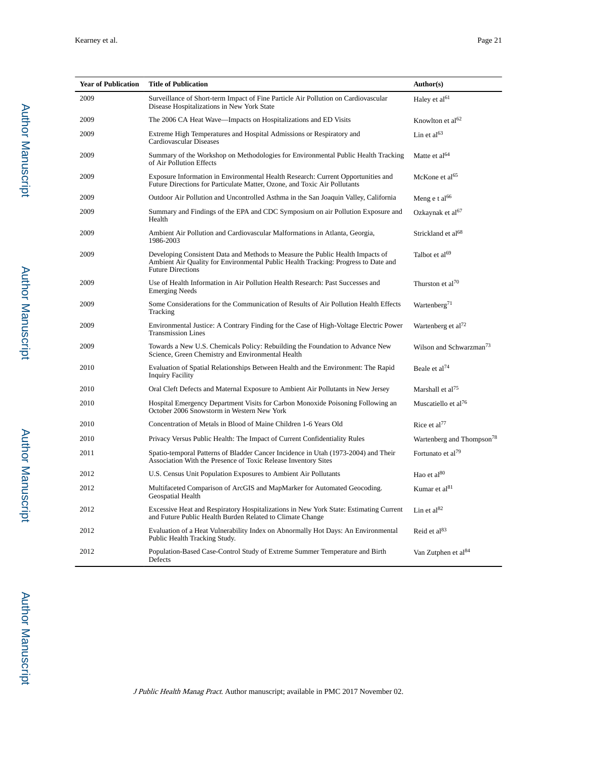| Year of Publication | Title of Publication | Author(s) |
| --- | --- | --- |
| 2009 | Surveillance of Short-term Impact of Fine Particle Air Pollution on Cardiovascular Disease Hospitalizations in New York State | Haley et al[61] |
| 2009 | The 2006 CA Heat Wave—Impacts on Hospitalizations and ED Visits | Knowlton et al[62] |
| 2009 | Extreme High Temperatures and Hospital Admissions or Respiratory and Cardiovascular Diseases | Lin et al[63] |
| 2009 | Summary of the Workshop on Methodologies for Environmental Public Health Tracking of Air Pollution Effects | Matte et al[64] |
| 2009 | Exposure Information in Environmental Health Research: Current Opportunities and Future Directions for Particulate Matter, Ozone, and Toxic Air Pollutants | McKone et al[65] |
| 2009 | Outdoor Air Pollution and Uncontrolled Asthma in the San Joaquin Valley, California | Meng e t al[66] |
| 2009 | Summary and Findings of the EPA and CDC Symposium on air Pollution Exposure and Health | Ozkaynak et al[67] |
| 2009 | Ambient Air Pollution and Cardiovascular Malformations in Atlanta, Georgia, 1986-2003 | Strickland et al[68] |
| 2009 | Developing Consistent Data and Methods to Measure the Public Health Impacts of Ambient Air Quality for Environmental Public Health Tracking: Progress to Date and Future Directions | Talbot et al[69] |
| 2009 | Use of Health Information in Air Pollution Health Research: Past Successes and Emerging Needs | Thurston et al[70] |
| 2009 | Some Considerations for the Communication of Results of Air Pollution Health Effects Tracking | Wartenberg[71] |
| 2009 | Environmental Justice: A Contrary Finding for the Case of High-Voltage Electric Power Transmission Lines | Wartenberg et al[72] |
| 2009 | Towards a New U.S. Chemicals Policy: Rebuilding the Foundation to Advance New Science, Green Chemistry and Environmental Health | Wilson and Schwarzman[73] |
| 2010 | Evaluation of Spatial Relationships Between Health and the Environment: The Rapid Inquiry Facility | Beale et al[74] |
| 2010 | Oral Cleft Defects and Maternal Exposure to Ambient Air Pollutants in New Jersey | Marshall et al[75] |
| 2010 | Hospital Emergency Department Visits for Carbon Monoxide Poisoning Following an October 2006 Snowstorm in Western New York | Muscatiello et al[76] |
| 2010 | Concentration of Metals in Blood of Maine Children 1-6 Years Old | Rice et al[77] |
| 2010 | Privacy Versus Public Health: The Impact of Current Confidentiality Rules | Wartenberg and Thompson[78] |
| 2011 | Spatio-temporal Patterns of Bladder Cancer Incidence in Utah (1973-2004) and Their Association With the Presence of Toxic Release Inventory Sites | Fortunato et al[79] |
| 2012 | U.S. Census Unit Population Exposures to Ambient Air Pollutants | Hao et al[80] |
| 2012 | Multifaceted Comparison of ArcGIS and MapMarker for Automated Geocoding. Geospatial Health | Kumar et al[81] |
| 2012 | Excessive Heat and Respiratory Hospitalizations in New York State: Estimating Current and Future Public Health Burden Related to Climate Change | Lin et al[82] |
| 2012 | Evaluation of a Heat Vulnerability Index on Abnormally Hot Days: An Environmental Public Health Tracking Study. | Reid et al[83] |
| 2012 | Population-Based Case-Control Study of Extreme Summer Temperature and Birth Defects | Van Zutphen et al[84] |